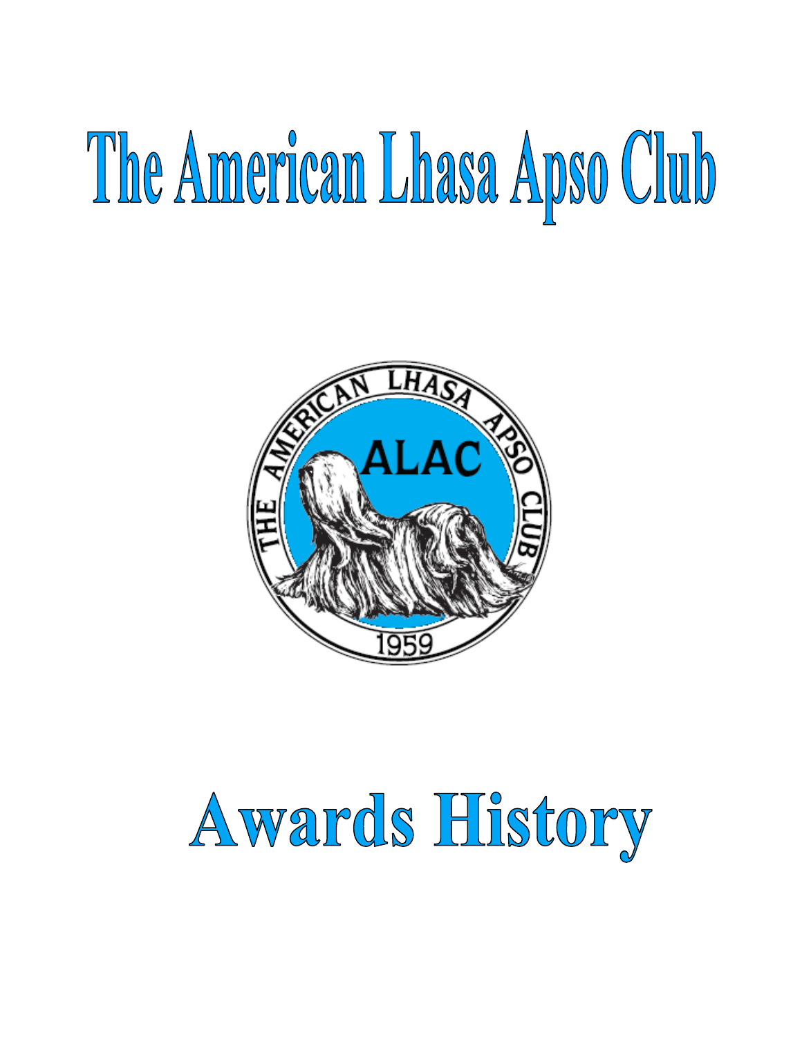# The American Lhasa Apso Club

THE AMERICAN LHASA APSO CLUB

ALAC

1959

# Awards History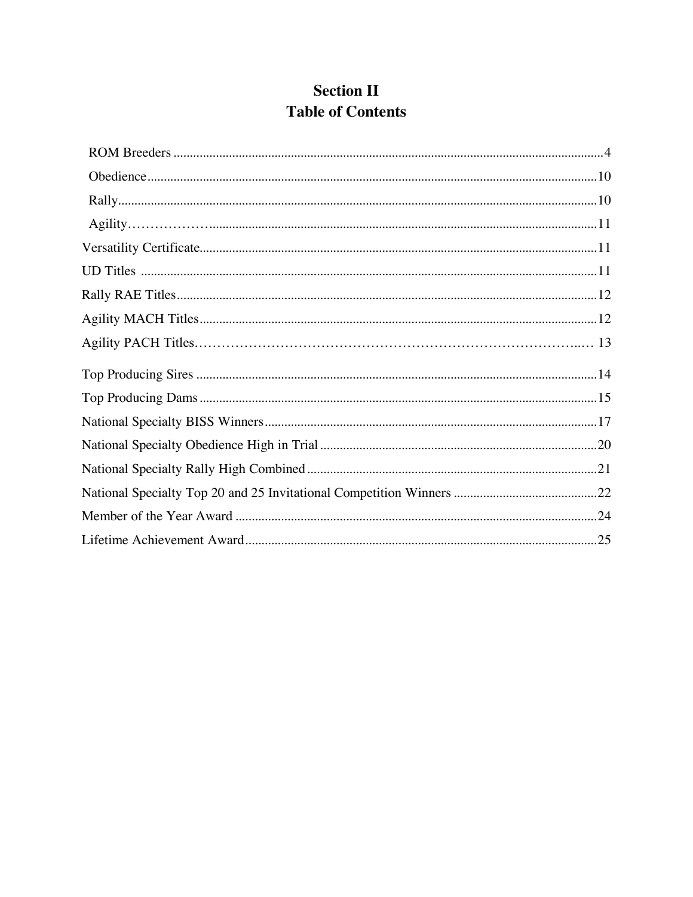# Section II
# Table of Contents

- ROM Breeders ....................................................................................................................4
- Obedience........................................................................................................................10
- Rally.................................................................................................................................10
- Agility……………….....................................................................................................11

Versatility Certificate.........................................................................................................11

UD Titles ...........................................................................................................................11

Rally RAE Titles................................................................................................................12

Agility MACH Titles.........................................................................................................12

Agility PACH Titles………………………………………………………………………..… 13

Top Producing Sires ..........................................................................................................14

Top Producing Dams .........................................................................................................15

National Specialty BISS Winners......................................................................................17

National Specialty Obedience High in Trial ......................................................................20

National Specialty Rally High Combined .........................................................................21

National Specialty Top 20 and 25 Invitational Competition Winners ..............................22

Member of the Year Award ...............................................................................................24

Lifetime Achievement Award............................................................................................25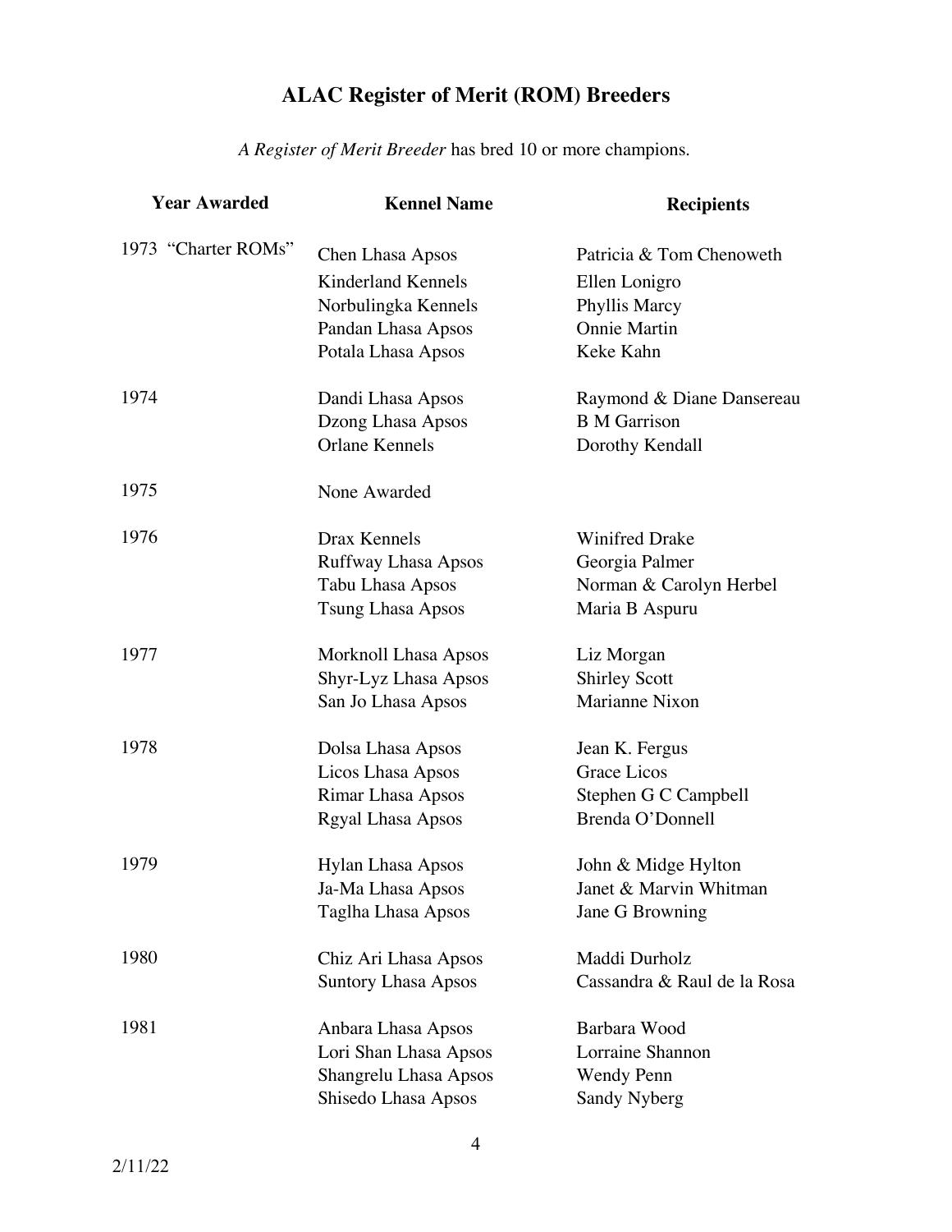# ALAC Register of Merit (ROM) Breeders

*A Register of Merit Breeder* has bred 10 or more champions.

| Year Awarded | Kennel Name | Recipients |
|---|---|---|
| 1973 "Charter ROMs" | Chen Lhasa Apsos | Patricia & Tom Chenoweth |
| | Kinderland Kennels | Ellen Lonigro |
| | Norbulingka Kennels | Phyllis Marcy |
| | Pandan Lhasa Apsos | Onnie Martin |
| | Potala Lhasa Apsos | Keke Kahn |
| 1974 | Dandi Lhasa Apsos | Raymond & Diane Dansereau |
| | Dzong Lhasa Apsos | B M Garrison |
| | Orlane Kennels | Dorothy Kendall |
| 1975 | None Awarded | |
| 1976 | Drax Kennels | Winifred Drake |
| | Ruffway Lhasa Apsos | Georgia Palmer |
| | Tabu Lhasa Apsos | Norman & Carolyn Herbel |
| | Tsung Lhasa Apsos | Maria B Aspuru |
| 1977 | Morknoll Lhasa Apsos | Liz Morgan |
| | Shyr-Lyz Lhasa Apsos | Shirley Scott |
| | San Jo Lhasa Apsos | Marianne Nixon |
| 1978 | Dolsa Lhasa Apsos | Jean K. Fergus |
| | Licos Lhasa Apsos | Grace Licos |
| | Rimar Lhasa Apsos | Stephen G C Campbell |
| | Rgyal Lhasa Apsos | Brenda O'Donnell |
| 1979 | Hylan Lhasa Apsos | John & Midge Hylton |
| | Ja-Ma Lhasa Apsos | Janet & Marvin Whitman |
| | Taglha Lhasa Apsos | Jane G Browning |
| 1980 | Chiz Ari Lhasa Apsos | Maddi Durholz |
| | Suntory Lhasa Apsos | Cassandra & Raul de la Rosa |
| 1981 | Anbara Lhasa Apsos | Barbara Wood |
| | Lori Shan Lhasa Apsos | Lorraine Shannon |
| | Shangrelu Lhasa Apsos | Wendy Penn |
| | Shisedo Lhasa Apsos | Sandy Nyberg |

2/11/22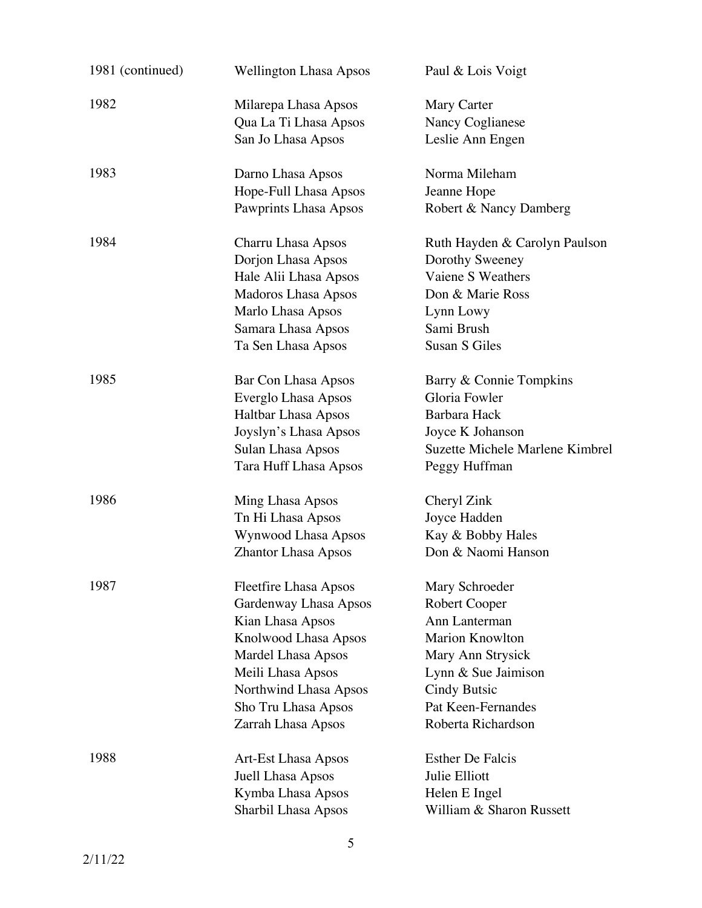| | | |
|---|---|---|
| 1981 (continued) | Wellington Lhasa Apsos | Paul & Lois Voigt |
| 1982 | Milarepa Lhasa Apsos | Mary Carter |
| | Qua La Ti Lhasa Apsos | Nancy Coglianese |
| | San Jo Lhasa Apsos | Leslie Ann Engen |
| 1983 | Darno Lhasa Apsos | Norma Mileham |
| | Hope-Full Lhasa Apsos | Jeanne Hope |
| | Pawprints Lhasa Apsos | Robert & Nancy Damberg |
| 1984 | Charru Lhasa Apsos | Ruth Hayden & Carolyn Paulson |
| | Dorjon Lhasa Apsos | Dorothy Sweeney |
| | Hale Alii Lhasa Apsos | Vaiene S Weathers |
| | Madoros Lhasa Apsos | Don & Marie Ross |
| | Marlo Lhasa Apsos | Lynn Lowy |
| | Samara Lhasa Apsos | Sami Brush |
| | Ta Sen Lhasa Apsos | Susan S Giles |
| 1985 | Bar Con Lhasa Apsos | Barry & Connie Tompkins |
| | Everglo Lhasa Apsos | Gloria Fowler |
| | Haltbar Lhasa Apsos | Barbara Hack |
| | Joyslyn's Lhasa Apsos | Joyce K Johanson |
| | Sulan Lhasa Apsos | Suzette Michele Marlene Kimbrel |
| | Tara Huff Lhasa Apsos | Peggy Huffman |
| 1986 | Ming Lhasa Apsos | Cheryl Zink |
| | Tn Hi Lhasa Apsos | Joyce Hadden |
| | Wynwood Lhasa Apsos | Kay & Bobby Hales |
| | Zhantor Lhasa Apsos | Don & Naomi Hanson |
| 1987 | Fleetfire Lhasa Apsos | Mary Schroeder |
| | Gardenway Lhasa Apsos | Robert Cooper |
| | Kian Lhasa Apsos | Ann Lanterman |
| | Knolwood Lhasa Apsos | Marion Knowlton |
| | Mardel Lhasa Apsos | Mary Ann Strysick |
| | Meili Lhasa Apsos | Lynn & Sue Jaimison |
| | Northwind Lhasa Apsos | Cindy Butsic |
| | Sho Tru Lhasa Apsos | Pat Keen-Fernandes |
| | Zarrah Lhasa Apsos | Roberta Richardson |
| 1988 | Art-Est Lhasa Apsos | Esther De Falcis |
| | Juell Lhasa Apsos | Julie Elliott |
| | Kymba Lhasa Apsos | Helen E Ingel |
| | Sharbil Lhasa Apsos | William & Sharon Russett |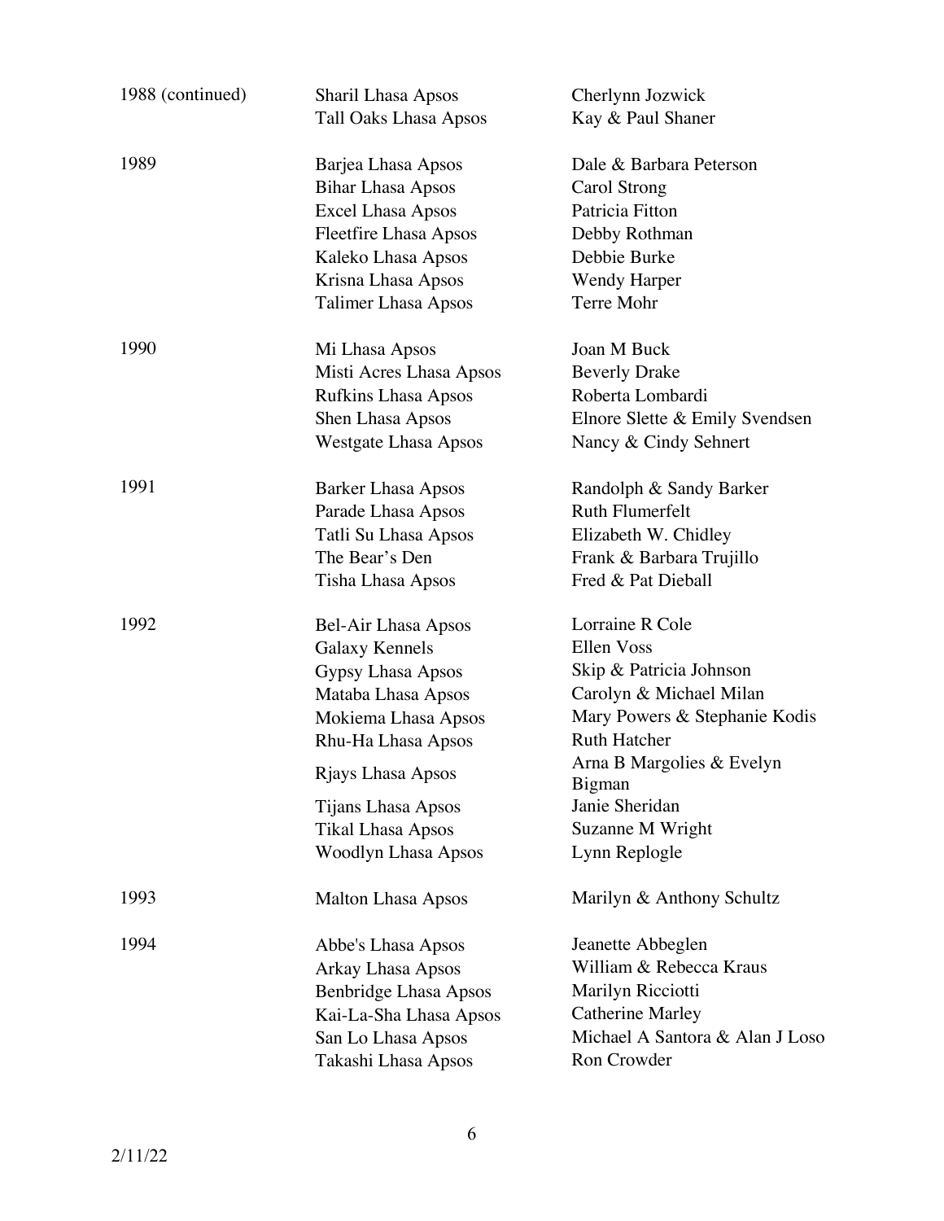| | | |
|---|---|---|
| 1988 (continued) | Sharil Lhasa Apsos | Cherlynn Jozwick |
| | Tall Oaks Lhasa Apsos | Kay & Paul Shaner |
| 1989 | Barjea Lhasa Apsos | Dale & Barbara Peterson |
| | Bihar Lhasa Apsos | Carol Strong |
| | Excel Lhasa Apsos | Patricia Fitton |
| | Fleetfire Lhasa Apsos | Debby Rothman |
| | Kaleko Lhasa Apsos | Debbie Burke |
| | Krisna Lhasa Apsos | Wendy Harper |
| | Talimer Lhasa Apsos | Terre Mohr |
| 1990 | Mi Lhasa Apsos | Joan M Buck |
| | Misti Acres Lhasa Apsos | Beverly Drake |
| | Rufkins Lhasa Apsos | Roberta Lombardi |
| | Shen Lhasa Apsos | Elnore Slette & Emily Svendsen |
| | Westgate Lhasa Apsos | Nancy & Cindy Sehnert |
| 1991 | Barker Lhasa Apsos | Randolph & Sandy Barker |
| | Parade Lhasa Apsos | Ruth Flumerfelt |
| | Tatli Su Lhasa Apsos | Elizabeth W. Chidley |
| | The Bear's Den | Frank & Barbara Trujillo |
| | Tisha Lhasa Apsos | Fred & Pat Dieball |
| 1992 | Bel-Air Lhasa Apsos | Lorraine R Cole |
| | Galaxy Kennels | Ellen Voss |
| | Gypsy Lhasa Apsos | Skip & Patricia Johnson |
| | Mataba Lhasa Apsos | Carolyn & Michael Milan |
| | Mokiema Lhasa Apsos | Mary Powers & Stephanie Kodis |
| | Rhu-Ha Lhasa Apsos | Ruth Hatcher |
| | Rjays Lhasa Apsos | Arna B Margolies & Evelyn Bigman |
| | Tijans Lhasa Apsos | Janie Sheridan |
| | Tikal Lhasa Apsos | Suzanne M Wright |
| | Woodlyn Lhasa Apsos | Lynn Replogle |
| 1993 | Malton Lhasa Apsos | Marilyn & Anthony Schultz |
| 1994 | Abbe's Lhasa Apsos | Jeanette Abbeglen |
| | Arkay Lhasa Apsos | William & Rebecca Kraus |
| | Benbridge Lhasa Apsos | Marilyn Ricciotti |
| | Kai-La-Sha Lhasa Apsos | Catherine Marley |
| | San Lo Lhasa Apsos | Michael A Santora & Alan J Loso |
| | Takashi Lhasa Apsos | Ron Crowder |

2/11/22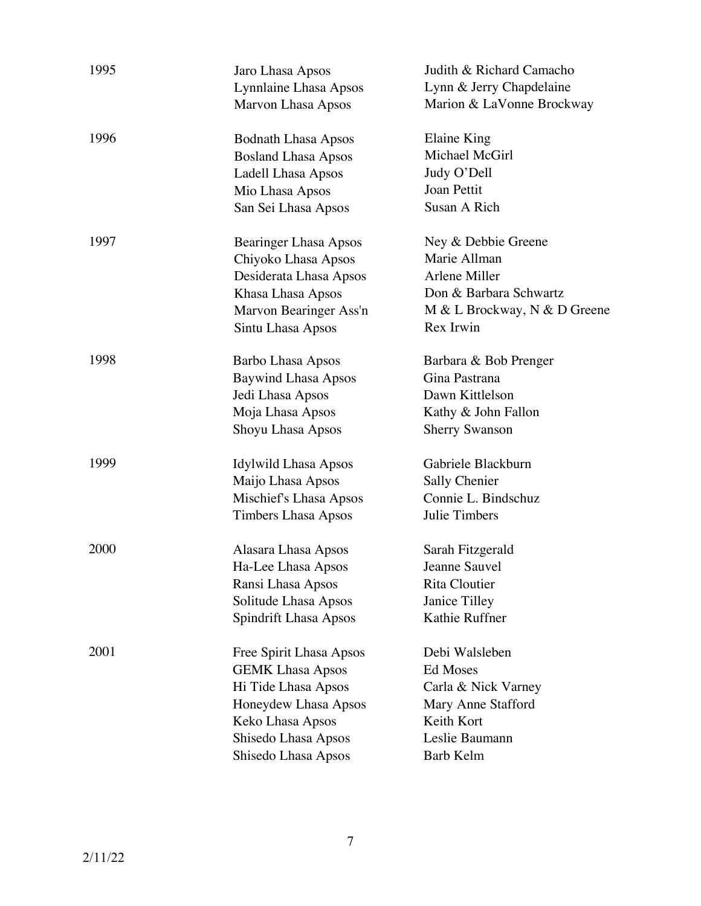| | | |
|---|---|---|
| 1995 | Jaro Lhasa Apsos | Judith & Richard Camacho |
| | Lynnlaine Lhasa Apsos | Lynn & Jerry Chapdelaine |
| | Marvon Lhasa Apsos | Marion & LaVonne Brockway |
| 1996 | Bodnath Lhasa Apsos | Elaine King |
| | Bosland Lhasa Apsos | Michael McGirl |
| | Ladell Lhasa Apsos | Judy O'Dell |
| | Mio Lhasa Apsos | Joan Pettit |
| | San Sei Lhasa Apsos | Susan A Rich |
| 1997 | Bearinger Lhasa Apsos | Ney & Debbie Greene |
| | Chiyoko Lhasa Apsos | Marie Allman |
| | Desiderata Lhasa Apsos | Arlene Miller |
| | Khasa Lhasa Apsos | Don & Barbara Schwartz |
| | Marvon Bearinger Ass'n | M & L Brockway, N & D Greene |
| | Sintu Lhasa Apsos | Rex Irwin |
| 1998 | Barbo Lhasa Apsos | Barbara & Bob Prenger |
| | Baywind Lhasa Apsos | Gina Pastrana |
| | Jedi Lhasa Apsos | Dawn Kittlelson |
| | Moja Lhasa Apsos | Kathy & John Fallon |
| | Shoyu Lhasa Apsos | Sherry Swanson |
| 1999 | Idylwild Lhasa Apsos | Gabriele Blackburn |
| | Maijo Lhasa Apsos | Sally Chenier |
| | Mischief's Lhasa Apsos | Connie L. Bindschuz |
| | Timbers Lhasa Apsos | Julie Timbers |
| 2000 | Alasara Lhasa Apsos | Sarah Fitzgerald |
| | Ha-Lee Lhasa Apsos | Jeanne Sauvel |
| | Ransi Lhasa Apsos | Rita Cloutier |
| | Solitude Lhasa Apsos | Janice Tilley |
| | Spindrift Lhasa Apsos | Kathie Ruffner |
| 2001 | Free Spirit Lhasa Apsos | Debi Walsleben |
| | GEMK Lhasa Apsos | Ed Moses |
| | Hi Tide Lhasa Apsos | Carla & Nick Varney |
| | Honeydew Lhasa Apsos | Mary Anne Stafford |
| | Keko Lhasa Apsos | Keith Kort |
| | Shisedo Lhasa Apsos | Leslie Baumann |
| | Shisedo Lhasa Apsos | Barb Kelm |

2/11/22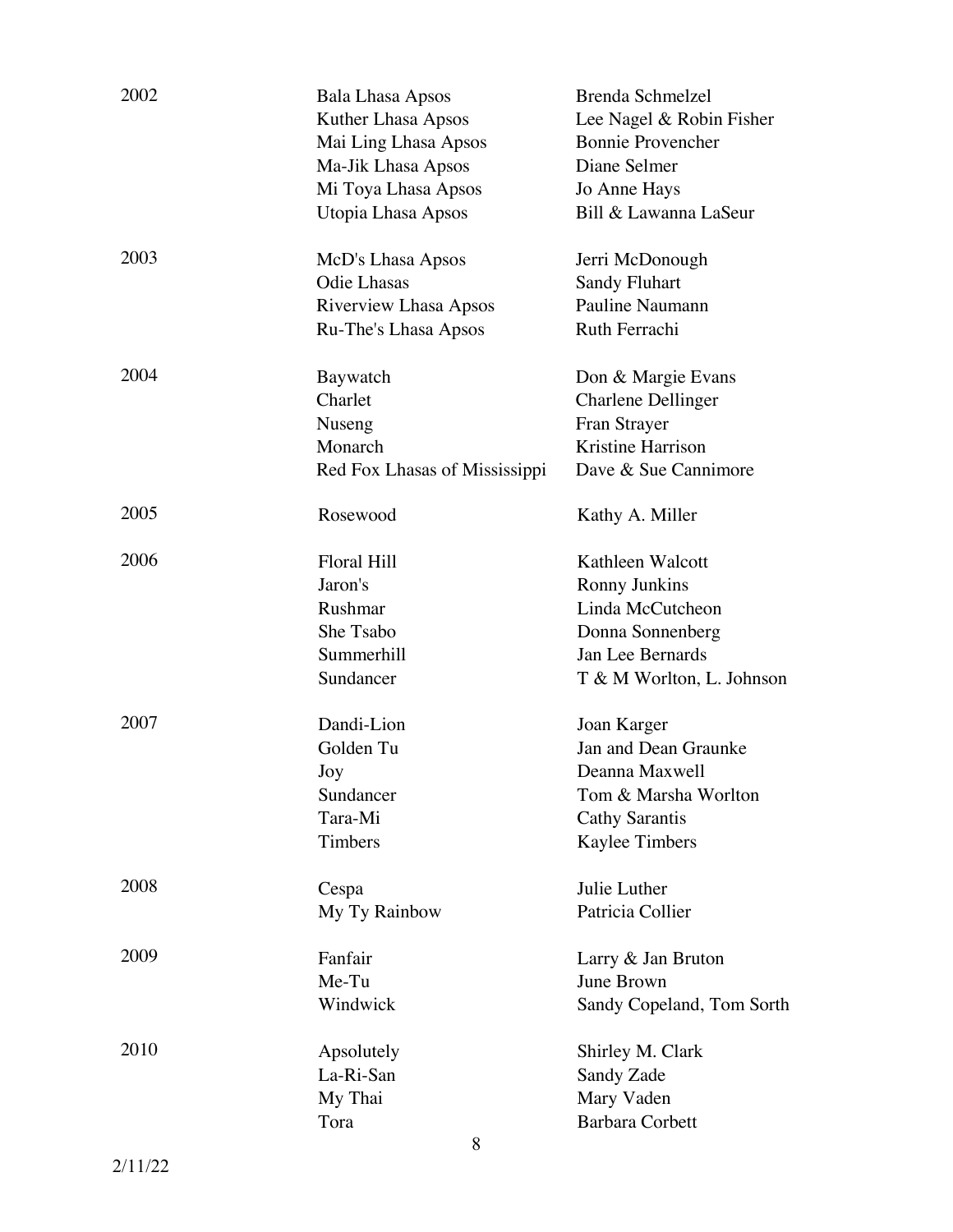| | | |
|---|---|---|
| 2002 | Bala Lhasa Apsos | Brenda Schmelzel |
| | Kuther Lhasa Apsos | Lee Nagel & Robin Fisher |
| | Mai Ling Lhasa Apsos | Bonnie Provencher |
| | Ma-Jik Lhasa Apsos | Diane Selmer |
| | Mi Toya Lhasa Apsos | Jo Anne Hays |
| | Utopia Lhasa Apsos | Bill & Lawanna LaSeur |
| 2003 | McD's Lhasa Apsos | Jerri McDonough |
| | Odie Lhasas | Sandy Fluhart |
| | Riverview Lhasa Apsos | Pauline Naumann |
| | Ru-The's Lhasa Apsos | Ruth Ferrachi |
| 2004 | Baywatch | Don & Margie Evans |
| | Charlet | Charlene Dellinger |
| | Nuseng | Fran Strayer |
| | Monarch | Kristine Harrison |
| | Red Fox Lhasas of Mississippi | Dave & Sue Cannimore |
| 2005 | Rosewood | Kathy A. Miller |
| 2006 | Floral Hill | Kathleen Walcott |
| | Jaron's | Ronny Junkins |
| | Rushmar | Linda McCutcheon |
| | She Tsabo | Donna Sonnenberg |
| | Summerhill | Jan Lee Bernards |
| | Sundancer | T & M Worlton, L. Johnson |
| 2007 | Dandi-Lion | Joan Karger |
| | Golden Tu | Jan and Dean Graunke |
| | Joy | Deanna Maxwell |
| | Sundancer | Tom & Marsha Worlton |
| | Tara-Mi | Cathy Sarantis |
| | Timbers | Kaylee Timbers |
| 2008 | Cespa | Julie Luther |
| | My Ty Rainbow | Patricia Collier |
| 2009 | Fanfair | Larry & Jan Bruton |
| | Me-Tu | June Brown |
| | Windwick | Sandy Copeland, Tom Sorth |
| 2010 | Apsolutely | Shirley M. Clark |
| | La-Ri-San | Sandy Zade |
| | My Thai | Mary Vaden |
| | Tora | Barbara Corbett |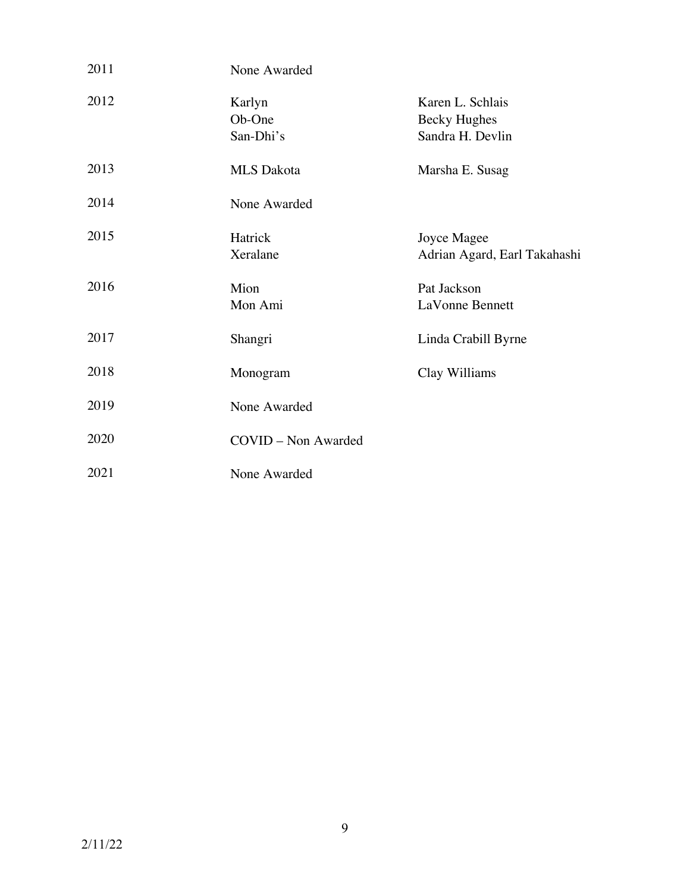| | | |
|---|---|---|
| 2011 | None Awarded | |
| 2012 | Karlyn | Karen L. Schlais |
| | Ob-One | Becky Hughes |
| | San-Dhi's | Sandra H. Devlin |
| 2013 | MLS Dakota | Marsha E. Susag |
| 2014 | None Awarded | |
| 2015 | Hatrick | Joyce Magee |
| | Xeralane | Adrian Agard, Earl Takahashi |
| 2016 | Mion | Pat Jackson |
| | Mon Ami | LaVonne Bennett |
| 2017 | Shangri | Linda Crabill Byrne |
| 2018 | Monogram | Clay Williams |
| 2019 | None Awarded | |
| 2020 | COVID – Non Awarded | |
| 2021 | None Awarded | |

2/11/22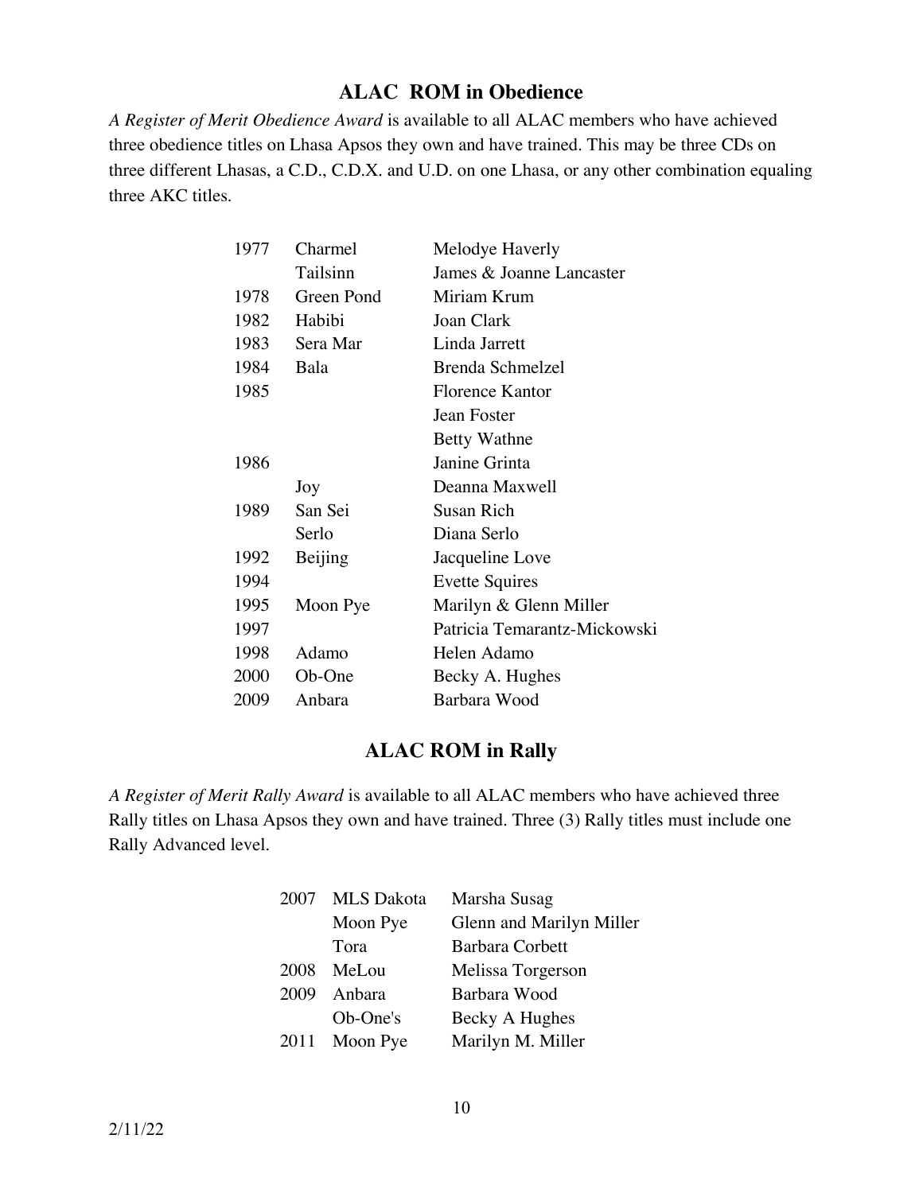## ALAC ROM in Obedience

*A Register of Merit Obedience Award* is available to all ALAC members who have achieved three obedience titles on Lhasa Apsos they own and have trained. This may be three CDs on three different Lhasas, a C.D., C.D.X. and U.D. on one Lhasa, or any other combination equaling three AKC titles.

| | | |
|---|---|---|
| 1977 | Charmel | Melodye Haverly |
| | Tailsinn | James & Joanne Lancaster |
| 1978 | Green Pond | Miriam Krum |
| 1982 | Habibi | Joan Clark |
| 1983 | Sera Mar | Linda Jarrett |
| 1984 | Bala | Brenda Schmelzel |
| 1985 | | Florence Kantor |
| | | Jean Foster |
| | | Betty Wathne |
| 1986 | | Janine Grinta |
| | Joy | Deanna Maxwell |
| 1989 | San Sei | Susan Rich |
| | Serlo | Diana Serlo |
| 1992 | Beijing | Jacqueline Love |
| 1994 | | Evette Squires |
| 1995 | Moon Pye | Marilyn & Glenn Miller |
| 1997 | | Patricia Temarantz-Mickowski |
| 1998 | Adamo | Helen Adamo |
| 2000 | Ob-One | Becky A. Hughes |
| 2009 | Anbara | Barbara Wood |

## ALAC ROM in Rally

*A Register of Merit Rally Award* is available to all ALAC members who have achieved three Rally titles on Lhasa Apsos they own and have trained. Three (3) Rally titles must include one Rally Advanced level.

| | | |
|---|---|---|
| 2007 | MLS Dakota | Marsha Susag |
| | Moon Pye | Glenn and Marilyn Miller |
| | Tora | Barbara Corbett |
| 2008 | MeLou | Melissa Torgerson |
| 2009 | Anbara | Barbara Wood |
| | Ob-One's | Becky A Hughes |
| 2011 | Moon Pye | Marilyn M. Miller |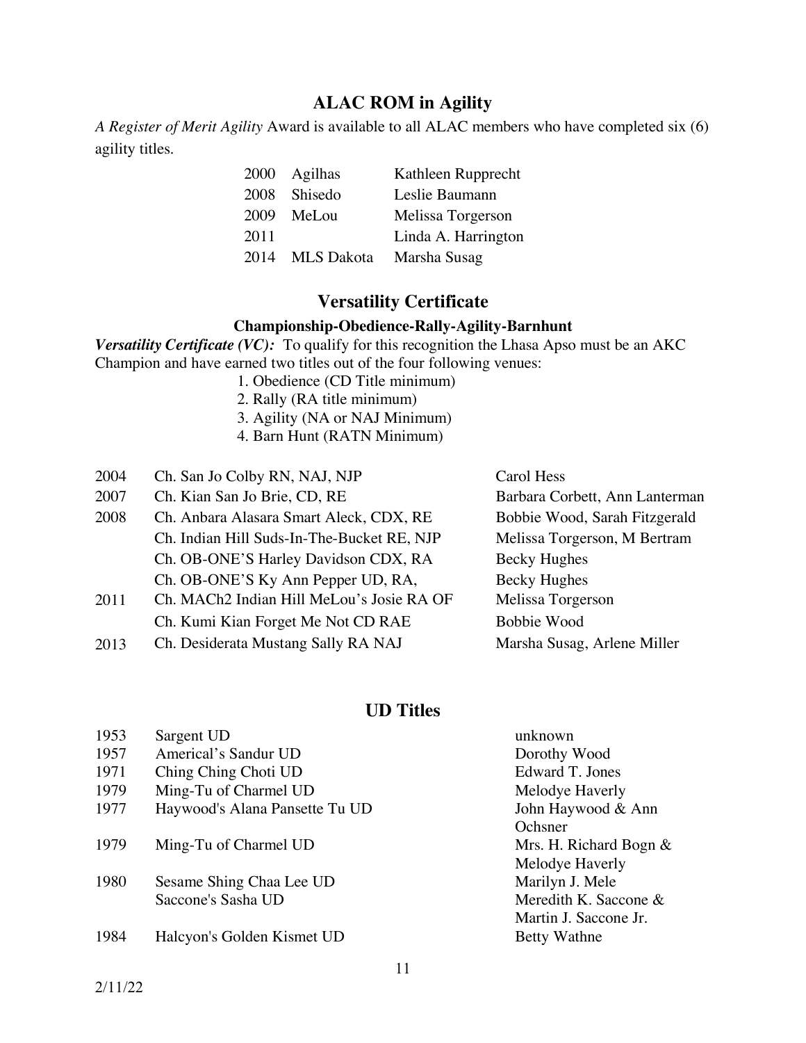## ALAC ROM in Agility

*A Register of Merit Agility* Award is available to all ALAC members who have completed six (6) agility titles.

| | | |
|---|---|---|
| 2000 | Agilhas | Kathleen Rupprecht |
| 2008 | Shisedo | Leslie Baumann |
| 2009 | MeLou | Melissa Torgerson |
| 2011 | | Linda A. Harrington |
| 2014 | MLS Dakota | Marsha Susag |

## Versatility Certificate

### Championship-Obedience-Rally-Agility-Barnhunt

***Versatility Certificate (VC):*** To qualify for this recognition the Lhasa Apso must be an AKC Champion and have earned two titles out of the four following venues:

1. Obedience (CD Title minimum)
2. Rally (RA title minimum)
3. Agility (NA or NAJ Minimum)
4. Barn Hunt (RATN Minimum)

| | | |
|---|---|---|
| 2004 | Ch. San Jo Colby RN, NAJ, NJP | Carol Hess |
| 2007 | Ch. Kian San Jo Brie, CD, RE | Barbara Corbett, Ann Lanterman |
| 2008 | Ch. Anbara Alasara Smart Aleck, CDX, RE | Bobbie Wood, Sarah Fitzgerald |
| | Ch. Indian Hill Suds-In-The-Bucket RE, NJP | Melissa Torgerson, M Bertram |
| | Ch. OB-ONE'S Harley Davidson CDX, RA | Becky Hughes |
| | Ch. OB-ONE'S Ky Ann Pepper UD, RA, | Becky Hughes |
| 2011 | Ch. MACh2 Indian Hill MeLou's Josie RA OF | Melissa Torgerson |
| | Ch. Kumi Kian Forget Me Not CD RAE | Bobbie Wood |
| 2013 | Ch. Desiderata Mustang Sally RA NAJ | Marsha Susag, Arlene Miller |

## UD Titles

| | | |
|---|---|---|
| 1953 | Sargent UD | unknown |
| 1957 | Americal's Sandur UD | Dorothy Wood |
| 1971 | Ching Ching Choti UD | Edward T. Jones |
| 1979 | Ming-Tu of Charmel UD | Melodye Haverly |
| 1977 | Haywood's Alana Pansette Tu UD | John Haywood & Ann Ochsner |
| 1979 | Ming-Tu of Charmel UD | Mrs. H. Richard Bogn & Melodye Haverly |
| 1980 | Sesame Shing Chaa Lee UD | Marilyn J. Mele |
| | Saccone's Sasha UD | Meredith K. Saccone & Martin J. Saccone Jr. |
| 1984 | Halcyon's Golden Kismet UD | Betty Wathne |

2/11/22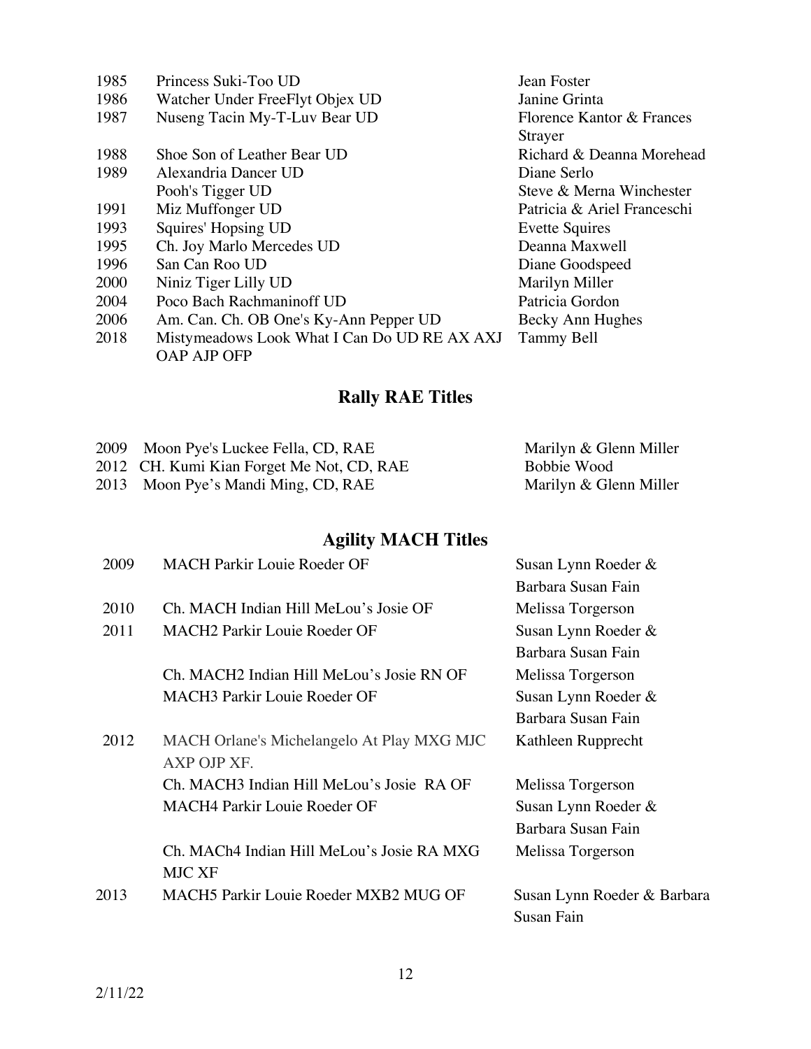| | | |
|---|---|---|
| 1985 | Princess Suki-Too UD | Jean Foster |
| 1986 | Watcher Under FreeFlyt Objex UD | Janine Grinta |
| 1987 | Nuseng Tacin My-T-Luv Bear UD | Florence Kantor & Frances Strayer |
| 1988 | Shoe Son of Leather Bear UD | Richard & Deanna Morehead |
| 1989 | Alexandria Dancer UD | Diane Serlo |
| | Pooh's Tigger UD | Steve & Merna Winchester |
| 1991 | Miz Muffonger UD | Patricia & Ariel Franceschi |
| 1993 | Squires' Hopsing UD | Evette Squires |
| 1995 | Ch. Joy Marlo Mercedes UD | Deanna Maxwell |
| 1996 | San Can Roo UD | Diane Goodspeed |
| 2000 | Niniz Tiger Lilly UD | Marilyn Miller |
| 2004 | Poco Bach Rachmaninoff UD | Patricia Gordon |
| 2006 | Am. Can. Ch. OB One's Ky-Ann Pepper UD | Becky Ann Hughes |
| 2018 | Mistymeadows Look What I Can Do UD RE AX AXJ OAP AJP OFP | Tammy Bell |

## Rally RAE Titles

| | | |
|---|---|---|
| 2009 | Moon Pye's Luckee Fella, CD, RAE | Marilyn & Glenn Miller |
| 2012 | CH. Kumi Kian Forget Me Not, CD, RAE | Bobbie Wood |
| 2013 | Moon Pye's Mandi Ming, CD, RAE | Marilyn & Glenn Miller |

## Agility MACH Titles

| | | |
|---|---|---|
| 2009 | MACH Parkir Louie Roeder OF | Susan Lynn Roeder & Barbara Susan Fain |
| 2010 | Ch. MACH Indian Hill MeLou's Josie OF | Melissa Torgerson |
| 2011 | MACH2 Parkir Louie Roeder OF | Susan Lynn Roeder & Barbara Susan Fain |
| | Ch. MACH2 Indian Hill MeLou's Josie RN OF | Melissa Torgerson |
| | MACH3 Parkir Louie Roeder OF | Susan Lynn Roeder & Barbara Susan Fain |
| 2012 | MACH Orlane's Michelangelo At Play MXG MJC AXP OJP XF. | Kathleen Rupprecht |
| | Ch. MACH3 Indian Hill MeLou's Josie RA OF | Melissa Torgerson |
| | MACH4 Parkir Louie Roeder OF | Susan Lynn Roeder & Barbara Susan Fain |
| | Ch. MACh4 Indian Hill MeLou's Josie RA MXG MJC XF | Melissa Torgerson |
| 2013 | MACH5 Parkir Louie Roeder MXB2 MUG OF | Susan Lynn Roeder & Barbara Susan Fain |

2/11/22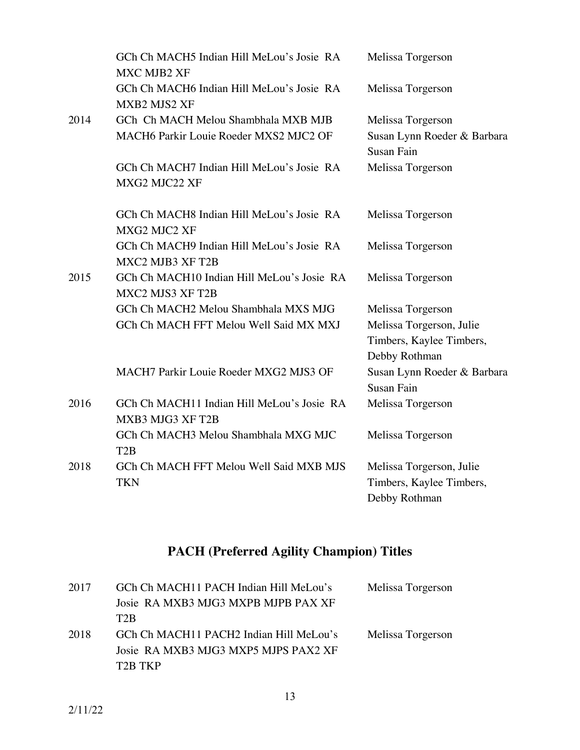| | | |
|---|---|---|
| | GCh Ch MACH5 Indian Hill MeLou's Josie RA MXC MJB2 XF | Melissa Torgerson |
| | GCh Ch MACH6 Indian Hill MeLou's Josie RA MXB2 MJS2 XF | Melissa Torgerson |
| 2014 | GCh Ch MACH Melou Shambhala MXB MJB | Melissa Torgerson |
| | MACH6 Parkir Louie Roeder MXS2 MJC2 OF | Susan Lynn Roeder & Barbara Susan Fain |
| | GCh Ch MACH7 Indian Hill MeLou's Josie RA MXG2 MJC22 XF | Melissa Torgerson |
| | GCh Ch MACH8 Indian Hill MeLou's Josie RA MXG2 MJC2 XF | Melissa Torgerson |
| | GCh Ch MACH9 Indian Hill MeLou's Josie RA MXC2 MJB3 XF T2B | Melissa Torgerson |
| 2015 | GCh Ch MACH10 Indian Hill MeLou's Josie RA MXC2 MJS3 XF T2B | Melissa Torgerson |
| | GCh Ch MACH2 Melou Shambhala MXS MJG | Melissa Torgerson |
| | GCh Ch MACH FFT Melou Well Said MX MXJ | Melissa Torgerson, Julie Timbers, Kaylee Timbers, Debby Rothman |
| | MACH7 Parkir Louie Roeder MXG2 MJS3 OF | Susan Lynn Roeder & Barbara Susan Fain |
| 2016 | GCh Ch MACH11 Indian Hill MeLou's Josie RA MXB3 MJG3 XF T2B | Melissa Torgerson |
| | GCh Ch MACH3 Melou Shambhala MXG MJC T2B | Melissa Torgerson |
| 2018 | GCh Ch MACH FFT Melou Well Said MXB MJS TKN | Melissa Torgerson, Julie Timbers, Kaylee Timbers, Debby Rothman |

## PACH (Preferred Agility Champion) Titles

| | | |
|---|---|---|
| 2017 | GCh Ch MACH11 PACH Indian Hill MeLou's Josie RA MXB3 MJG3 MXPB MJPB PAX XF T2B | Melissa Torgerson |
| 2018 | GCh Ch MACH11 PACH2 Indian Hill MeLou's Josie RA MXB3 MJG3 MXP5 MJPS PAX2 XF T2B TKP | Melissa Torgerson |

2/11/22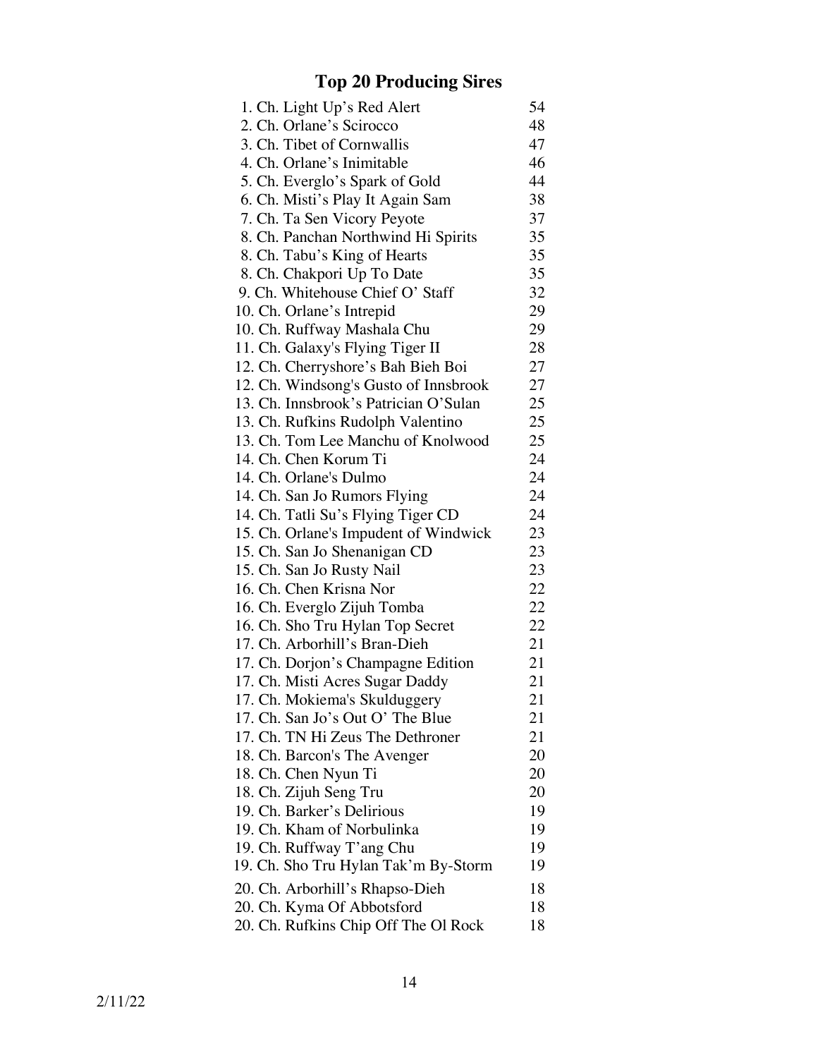# Top 20 Producing Sires

| | |
|---|---|
| 1. Ch. Light Up's Red Alert | 54 |
| 2. Ch. Orlane's Scirocco | 48 |
| 3. Ch. Tibet of Cornwallis | 47 |
| 4. Ch. Orlane's Inimitable | 46 |
| 5. Ch. Everglo's Spark of Gold | 44 |
| 6. Ch. Misti's Play It Again Sam | 38 |
| 7. Ch. Ta Sen Vicory Peyote | 37 |
| 8. Ch. Panchan Northwind Hi Spirits | 35 |
| 8. Ch. Tabu's King of Hearts | 35 |
| 8. Ch. Chakpori Up To Date | 35 |
| 9. Ch. Whitehouse Chief O' Staff | 32 |
| 10. Ch. Orlane's Intrepid | 29 |
| 10. Ch. Ruffway Mashala Chu | 29 |
| 11. Ch. Galaxy's Flying Tiger II | 28 |
| 12. Ch. Cherryshore's Bah Bieh Boi | 27 |
| 12. Ch. Windsong's Gusto of Innsbrook | 27 |
| 13. Ch. Innsbrook's Patrician O'Sulan | 25 |
| 13. Ch. Rufkins Rudolph Valentino | 25 |
| 13. Ch. Tom Lee Manchu of Knolwood | 25 |
| 14. Ch. Chen Korum Ti | 24 |
| 14. Ch. Orlane's Dulmo | 24 |
| 14. Ch. San Jo Rumors Flying | 24 |
| 14. Ch. Tatli Su's Flying Tiger CD | 24 |
| 15. Ch. Orlane's Impudent of Windwick | 23 |
| 15. Ch. San Jo Shenanigan CD | 23 |
| 15. Ch. San Jo Rusty Nail | 23 |
| 16. Ch. Chen Krisna Nor | 22 |
| 16. Ch. Everglo Zijuh Tomba | 22 |
| 16. Ch. Sho Tru Hylan Top Secret | 22 |
| 17. Ch. Arborhill's Bran-Dieh | 21 |
| 17. Ch. Dorjon's Champagne Edition | 21 |
| 17. Ch. Misti Acres Sugar Daddy | 21 |
| 17. Ch. Mokiema's Skulduggery | 21 |
| 17. Ch. San Jo's Out O' The Blue | 21 |
| 17. Ch. TN Hi Zeus The Dethroner | 21 |
| 18. Ch. Barcon's The Avenger | 20 |
| 18. Ch. Chen Nyun Ti | 20 |
| 18. Ch. Zijuh Seng Tru | 20 |
| 19. Ch. Barker's Delirious | 19 |
| 19. Ch. Kham of Norbulinka | 19 |
| 19. Ch. Ruffway T'ang Chu | 19 |
| 19. Ch. Sho Tru Hylan Tak'm By-Storm | 19 |
| 20. Ch. Arborhill's Rhapso-Dieh | 18 |
| 20. Ch. Kyma Of Abbotsford | 18 |
| 20. Ch. Rufkins Chip Off The Ol Rock | 18 |

2/11/22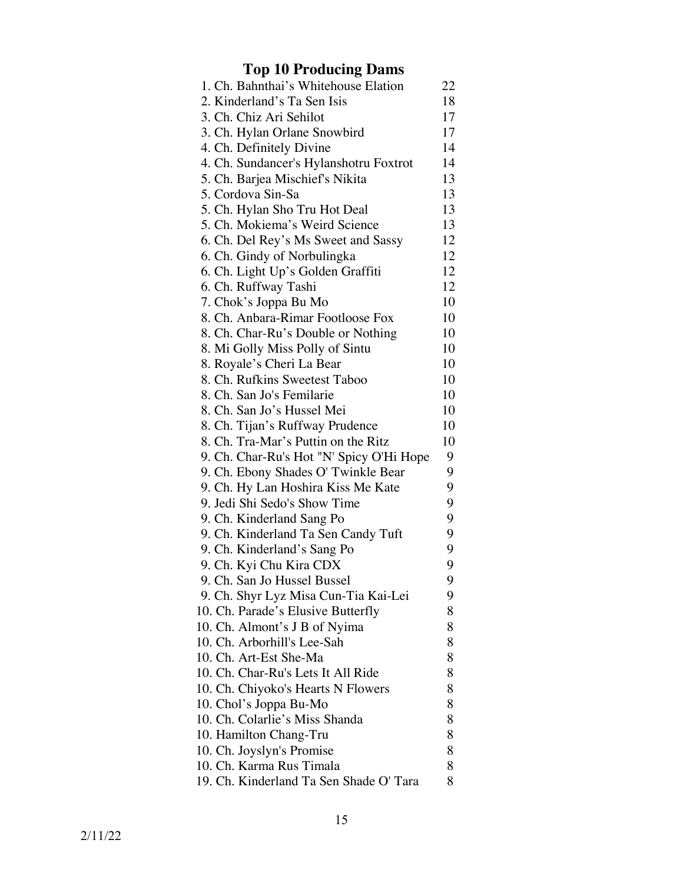# Top 10 Producing Dams

| | |
|---|---|
| 1. Ch. Bahnthai's Whitehouse Elation | 22 |
| 2. Kinderland's Ta Sen Isis | 18 |
| 3. Ch. Chiz Ari Sehilot | 17 |
| 3. Ch. Hylan Orlane Snowbird | 17 |
| 4. Ch. Definitely Divine | 14 |
| 4. Ch. Sundancer's Hylanshotru Foxtrot | 14 |
| 5. Ch. Barjea Mischief's Nikita | 13 |
| 5. Cordova Sin-Sa | 13 |
| 5. Ch. Hylan Sho Tru Hot Deal | 13 |
| 5. Ch. Mokiema's Weird Science | 13 |
| 6. Ch. Del Rey's Ms Sweet and Sassy | 12 |
| 6. Ch. Gindy of Norbulingka | 12 |
| 6. Ch. Light Up's Golden Graffiti | 12 |
| 6. Ch. Ruffway Tashi | 12 |
| 7. Chok's Joppa Bu Mo | 10 |
| 8. Ch. Anbara-Rimar Footloose Fox | 10 |
| 8. Ch. Char-Ru's Double or Nothing | 10 |
| 8. Mi Golly Miss Polly of Sintu | 10 |
| 8. Royale's Cheri La Bear | 10 |
| 8. Ch. Rufkins Sweetest Taboo | 10 |
| 8. Ch. San Jo's Femilarie | 10 |
| 8. Ch. San Jo's Hussel Mei | 10 |
| 8. Ch. Tijan's Ruffway Prudence | 10 |
| 8. Ch. Tra-Mar's Puttin on the Ritz | 10 |
| 9. Ch. Char-Ru's Hot "N' Spicy O'Hi Hope | 9 |
| 9. Ch. Ebony Shades O' Twinkle Bear | 9 |
| 9. Ch. Hy Lan Hoshira Kiss Me Kate | 9 |
| 9. Jedi Shi Sedo's Show Time | 9 |
| 9. Ch. Kinderland Sang Po | 9 |
| 9. Ch. Kinderland Ta Sen Candy Tuft | 9 |
| 9. Ch. Kinderland's Sang Po | 9 |
| 9. Ch. Kyi Chu Kira CDX | 9 |
| 9. Ch. San Jo Hussel Bussel | 9 |
| 9. Ch. Shyr Lyz Misa Cun-Tia Kai-Lei | 9 |
| 10. Ch. Parade's Elusive Butterfly | 8 |
| 10. Ch. Almont's J B of Nyima | 8 |
| 10. Ch. Arborhill's Lee-Sah | 8 |
| 10. Ch. Art-Est She-Ma | 8 |
| 10. Ch. Char-Ru's Lets It All Ride | 8 |
| 10. Ch. Chiyoko's Hearts N Flowers | 8 |
| 10. Chol's Joppa Bu-Mo | 8 |
| 10. Ch. Colarlie's Miss Shanda | 8 |
| 10. Hamilton Chang-Tru | 8 |
| 10. Ch. Joyslyn's Promise | 8 |
| 10. Ch. Karma Rus Timala | 8 |
| 19. Ch. Kinderland Ta Sen Shade O' Tara | 8 |

2/11/22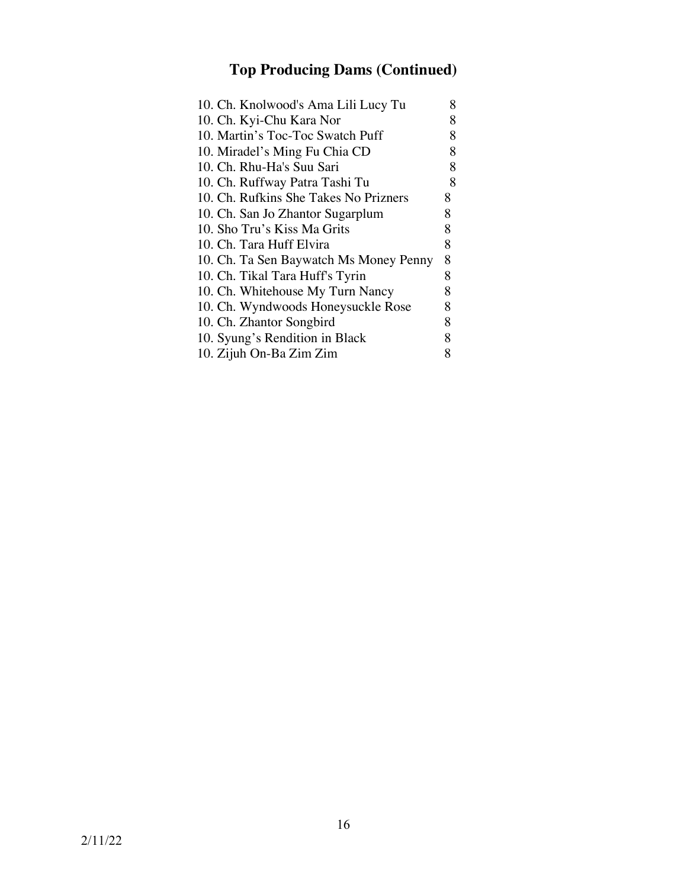## Top Producing Dams (Continued)

| | |
|---|---|
| 10. Ch. Knolwood's Ama Lili Lucy Tu | 8 |
| 10. Ch. Kyi-Chu Kara Nor | 8 |
| 10. Martin's Toc-Toc Swatch Puff | 8 |
| 10. Miradel's Ming Fu Chia CD | 8 |
| 10. Ch. Rhu-Ha's Suu Sari | 8 |
| 10. Ch. Ruffway Patra Tashi Tu | 8 |
| 10. Ch. Rufkins She Takes No Prizners | 8 |
| 10. Ch. San Jo Zhantor Sugarplum | 8 |
| 10. Sho Tru's Kiss Ma Grits | 8 |
| 10. Ch. Tara Huff Elvira | 8 |
| 10. Ch. Ta Sen Baywatch Ms Money Penny | 8 |
| 10. Ch. Tikal Tara Huff's Tyrin | 8 |
| 10. Ch. Whitehouse My Turn Nancy | 8 |
| 10. Ch. Wyndwoods Honeysuckle Rose | 8 |
| 10. Ch. Zhantor Songbird | 8 |
| 10. Syung's Rendition in Black | 8 |
| 10. Zijuh On-Ba Zim Zim | 8 |

2/11/22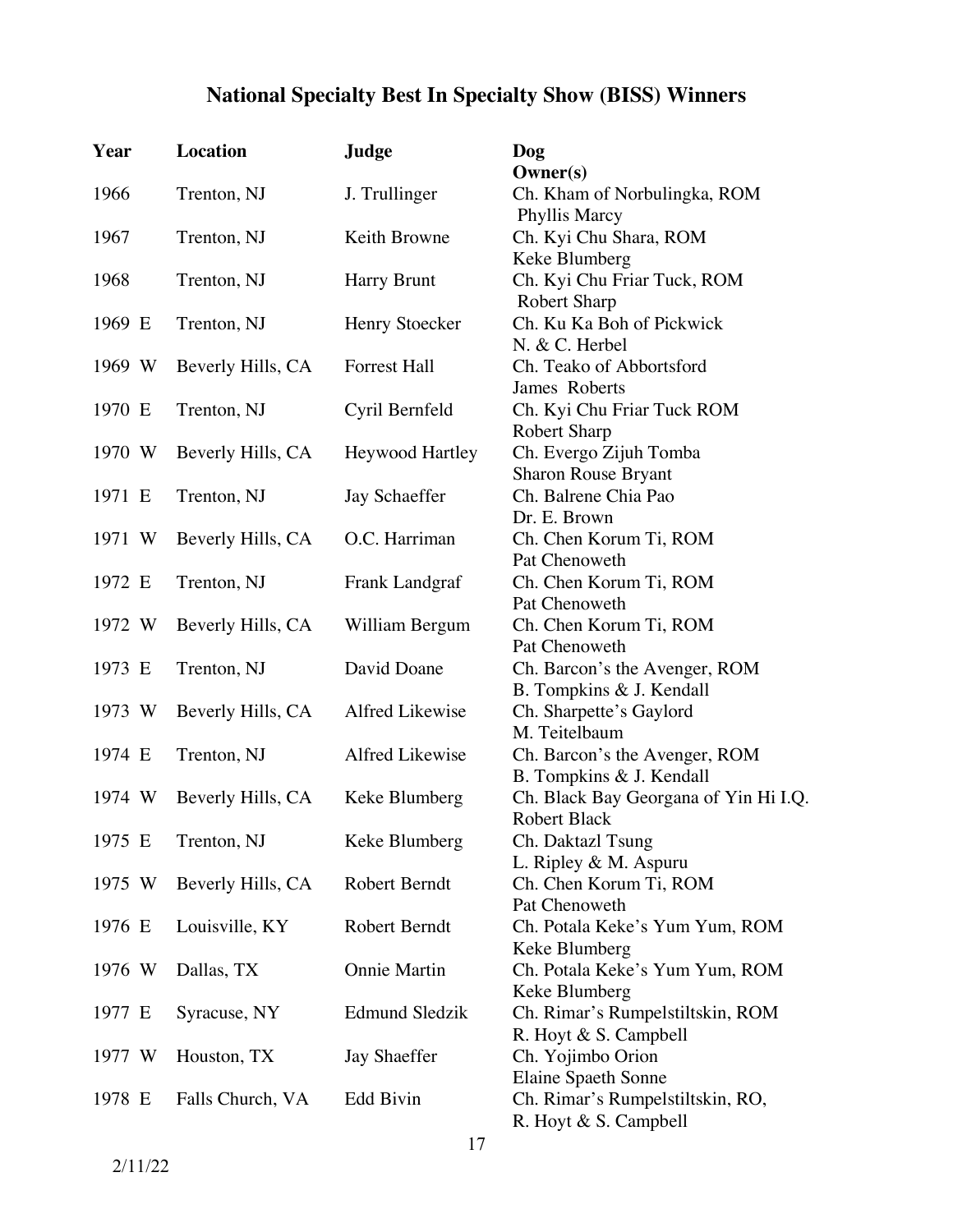# National Specialty Best In Specialty Show (BISS) Winners

| Year | Location | Judge | Dog<br>Owner(s) |
|---|---|---|---|
| 1966 | Trenton, NJ | J. Trullinger | Ch. Kham of Norbulingka, ROM<br>Phyllis Marcy |
| 1967 | Trenton, NJ | Keith Browne | Ch. Kyi Chu Shara, ROM<br>Keke Blumberg |
| 1968 | Trenton, NJ | Harry Brunt | Ch. Kyi Chu Friar Tuck, ROM<br>Robert Sharp |
| 1969 E | Trenton, NJ | Henry Stoecker | Ch. Ku Ka Boh of Pickwick<br>N. & C. Herbel |
| 1969 W | Beverly Hills, CA | Forrest Hall | Ch. Teako of Abbortsford<br>James Roberts |
| 1970 E | Trenton, NJ | Cyril Bernfeld | Ch. Kyi Chu Friar Tuck ROM<br>Robert Sharp |
| 1970 W | Beverly Hills, CA | Heywood Hartley | Ch. Evergo Zijuh Tomba<br>Sharon Rouse Bryant |
| 1971 E | Trenton, NJ | Jay Schaeffer | Ch. Balrene Chia Pao<br>Dr. E. Brown |
| 1971 W | Beverly Hills, CA | O.C. Harriman | Ch. Chen Korum Ti, ROM<br>Pat Chenoweth |
| 1972 E | Trenton, NJ | Frank Landgraf | Ch. Chen Korum Ti, ROM<br>Pat Chenoweth |
| 1972 W | Beverly Hills, CA | William Bergum | Ch. Chen Korum Ti, ROM<br>Pat Chenoweth |
| 1973 E | Trenton, NJ | David Doane | Ch. Barcon's the Avenger, ROM<br>B. Tompkins & J. Kendall |
| 1973 W | Beverly Hills, CA | Alfred Likewise | Ch. Sharpette's Gaylord<br>M. Teitelbaum |
| 1974 E | Trenton, NJ | Alfred Likewise | Ch. Barcon's the Avenger, ROM<br>B. Tompkins & J. Kendall |
| 1974 W | Beverly Hills, CA | Keke Blumberg | Ch. Black Bay Georgana of Yin Hi I.Q.<br>Robert Black |
| 1975 E | Trenton, NJ | Keke Blumberg | Ch. Daktazl Tsung<br>L. Ripley & M. Aspuru |
| 1975 W | Beverly Hills, CA | Robert Berndt | Ch. Chen Korum Ti, ROM<br>Pat Chenoweth |
| 1976 E | Louisville, KY | Robert Berndt | Ch. Potala Keke's Yum Yum, ROM<br>Keke Blumberg |
| 1976 W | Dallas, TX | Onnie Martin | Ch. Potala Keke's Yum Yum, ROM<br>Keke Blumberg |
| 1977 E | Syracuse, NY | Edmund Sledzik | Ch. Rimar's Rumpelstiltskin, ROM<br>R. Hoyt & S. Campbell |
| 1977 W | Houston, TX | Jay Shaeffer | Ch. Yojimbo Orion<br>Elaine Spaeth Sonne |
| 1978 E | Falls Church, VA | Edd Bivin | Ch. Rimar's Rumpelstiltskin, RO,<br>R. Hoyt & S. Campbell |

2/11/22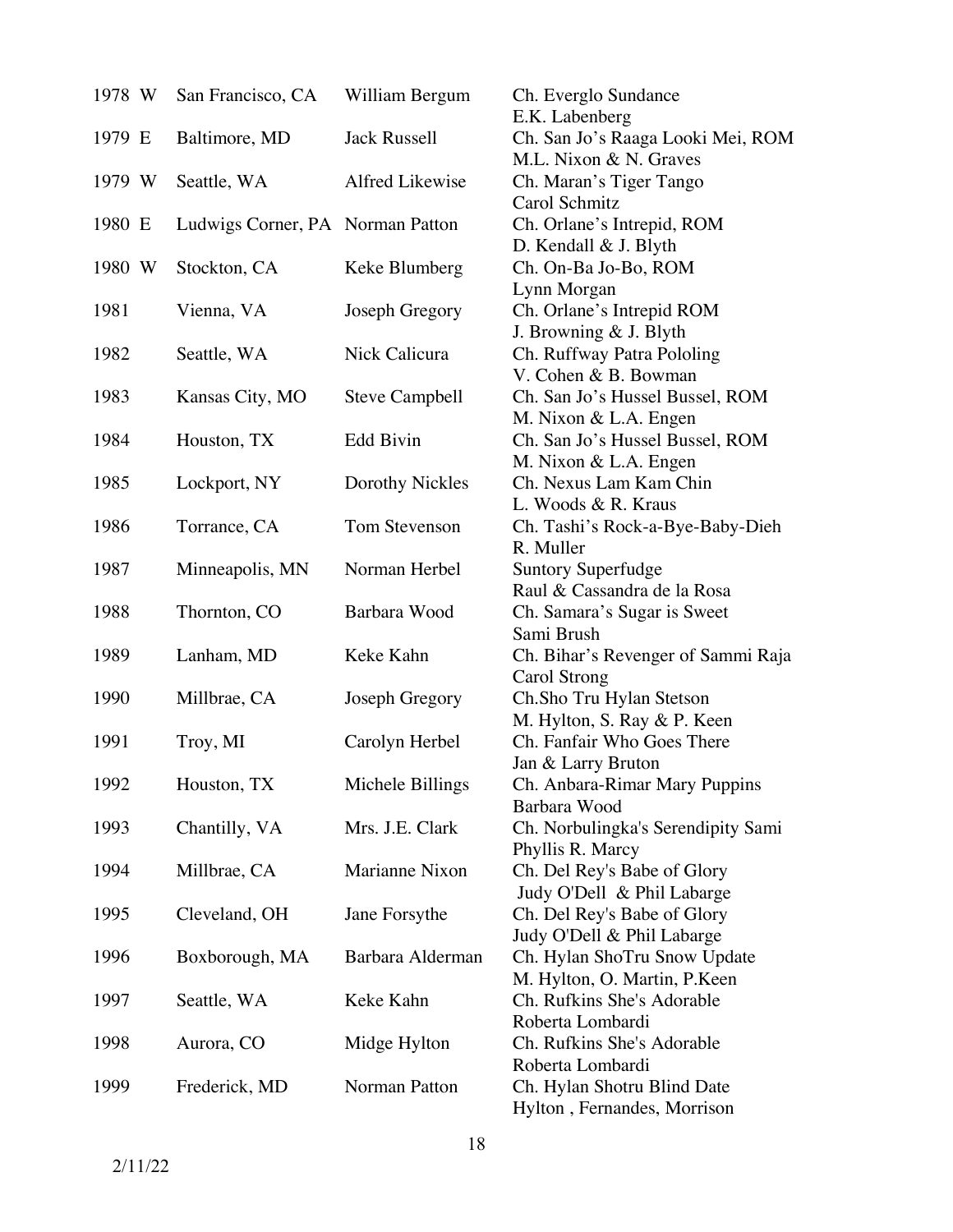| Year | Location | Judge | Winner / Owner |
|---|---|---|---|
| 1978 W | San Francisco, CA | William Bergum | Ch. Everglo Sundance<br>E.K. Labenberg |
| 1979 E | Baltimore, MD | Jack Russell | Ch. San Jo's Raaga Looki Mei, ROM<br>M.L. Nixon & N. Graves |
| 1979 W | Seattle, WA | Alfred Likewise | Ch. Maran's Tiger Tango<br>Carol Schmitz |
| 1980 E | Ludwigs Corner, PA | Norman Patton | Ch. Orlane's Intrepid, ROM<br>D. Kendall & J. Blyth |
| 1980 W | Stockton, CA | Keke Blumberg | Ch. On-Ba Jo-Bo, ROM<br>Lynn Morgan |
| 1981 | Vienna, VA | Joseph Gregory | Ch. Orlane's Intrepid ROM<br>J. Browning & J. Blyth |
| 1982 | Seattle, WA | Nick Calicura | Ch. Ruffway Patra Pololing<br>V. Cohen & B. Bowman |
| 1983 | Kansas City, MO | Steve Campbell | Ch. San Jo's Hussel Bussel, ROM<br>M. Nixon & L.A. Engen |
| 1984 | Houston, TX | Edd Bivin | Ch. San Jo's Hussel Bussel, ROM<br>M. Nixon & L.A. Engen |
| 1985 | Lockport, NY | Dorothy Nickles | Ch. Nexus Lam Kam Chin<br>L. Woods & R. Kraus |
| 1986 | Torrance, CA | Tom Stevenson | Ch. Tashi's Rock-a-Bye-Baby-Dieh<br>R. Muller |
| 1987 | Minneapolis, MN | Norman Herbel | Suntory Superfudge<br>Raul & Cassandra de la Rosa |
| 1988 | Thornton, CO | Barbara Wood | Ch. Samara's Sugar is Sweet<br>Sami Brush |
| 1989 | Lanham, MD | Keke Kahn | Ch. Bihar's Revenger of Sammi Raja<br>Carol Strong |
| 1990 | Millbrae, CA | Joseph Gregory | Ch.Sho Tru Hylan Stetson<br>M. Hylton, S. Ray & P. Keen |
| 1991 | Troy, MI | Carolyn Herbel | Ch. Fanfair Who Goes There<br>Jan & Larry Bruton |
| 1992 | Houston, TX | Michele Billings | Ch. Anbara-Rimar Mary Puppins<br>Barbara Wood |
| 1993 | Chantilly, VA | Mrs. J.E. Clark | Ch. Norbulingka's Serendipity Sami<br>Phyllis R. Marcy |
| 1994 | Millbrae, CA | Marianne Nixon | Ch. Del Rey's Babe of Glory<br>Judy O'Dell & Phil Labarge |
| 1995 | Cleveland, OH | Jane Forsythe | Ch. Del Rey's Babe of Glory<br>Judy O'Dell & Phil Labarge |
| 1996 | Boxborough, MA | Barbara Alderman | Ch. Hylan ShoTru Snow Update<br>M. Hylton, O. Martin, P.Keen |
| 1997 | Seattle, WA | Keke Kahn | Ch. Rufkins She's Adorable<br>Roberta Lombardi |
| 1998 | Aurora, CO | Midge Hylton | Ch. Rufkins She's Adorable<br>Roberta Lombardi |
| 1999 | Frederick, MD | Norman Patton | Ch. Hylan Shotru Blind Date<br>Hylton , Fernandes, Morrison |

2/11/22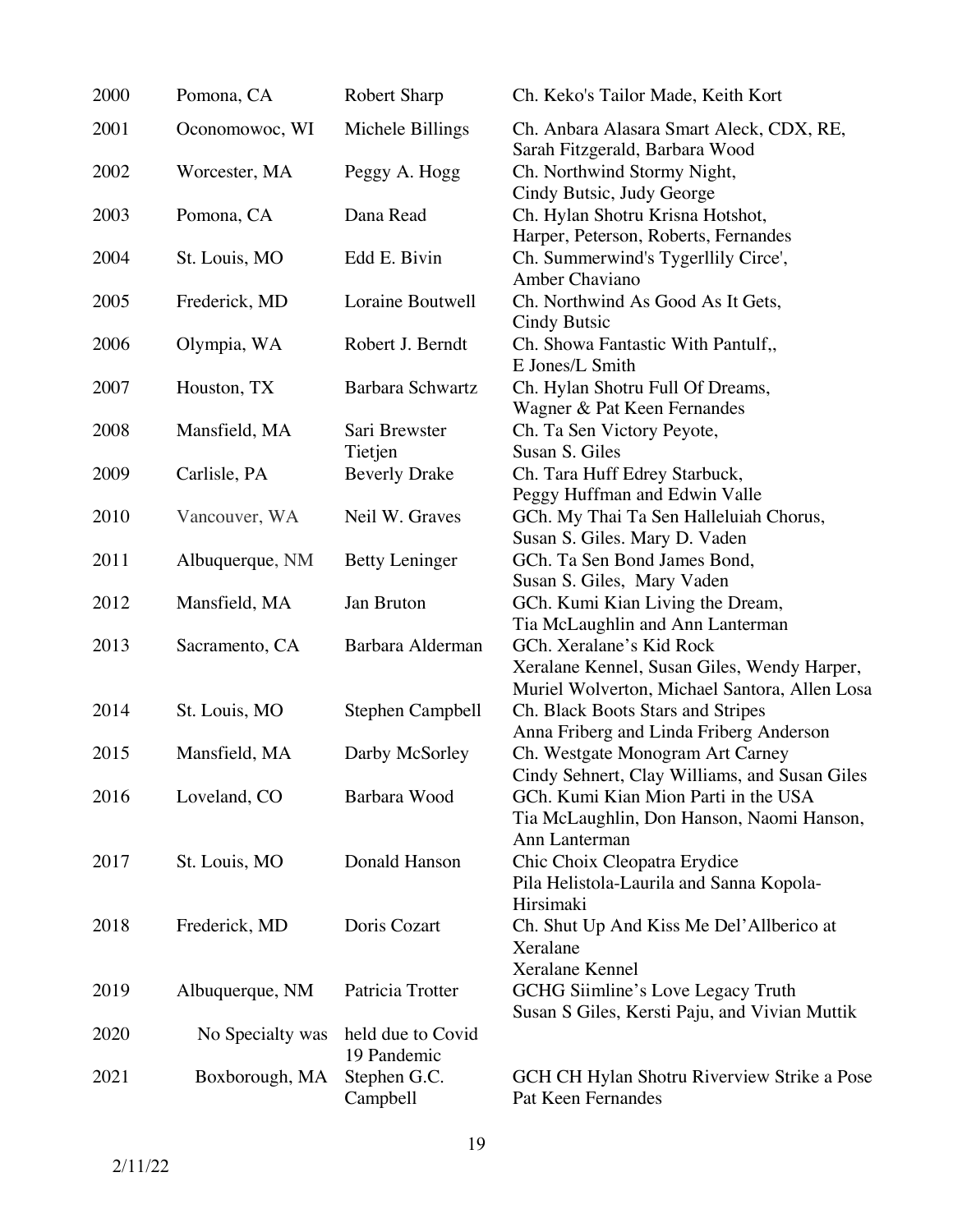| | | | |
|---|---|---|---|
| 2000 | Pomona, CA | Robert Sharp | Ch. Keko's Tailor Made, Keith Kort |
| 2001 | Oconomowoc, WI | Michele Billings | Ch. Anbara Alasara Smart Aleck, CDX, RE, Sarah Fitzgerald, Barbara Wood |
| 2002 | Worcester, MA | Peggy A. Hogg | Ch. Northwind Stormy Night, Cindy Butsic, Judy George |
| 2003 | Pomona, CA | Dana Read | Ch. Hylan Shotru Krisna Hotshot, Harper, Peterson, Roberts, Fernandes |
| 2004 | St. Louis, MO | Edd E. Bivin | Ch. Summerwind's Tygerllily Circe', Amber Chaviano |
| 2005 | Frederick, MD | Loraine Boutwell | Ch. Northwind As Good As It Gets, Cindy Butsic |
| 2006 | Olympia, WA | Robert J. Berndt | Ch. Showa Fantastic With Pantulf,, E Jones/L Smith |
| 2007 | Houston, TX | Barbara Schwartz | Ch. Hylan Shotru Full Of Dreams, Wagner & Pat Keen Fernandes |
| 2008 | Mansfield, MA | Sari Brewster Tietjen | Ch. Ta Sen Victory Peyote, Susan S. Giles |
| 2009 | Carlisle, PA | Beverly Drake | Ch. Tara Huff Edrey Starbuck, Peggy Huffman and Edwin Valle |
| 2010 | Vancouver, WA | Neil W. Graves | GCh. My Thai Ta Sen Halleluiah Chorus, Susan S. Giles. Mary D. Vaden |
| 2011 | Albuquerque, NM | Betty Leninger | GCh. Ta Sen Bond James Bond, Susan S. Giles, Mary Vaden |
| 2012 | Mansfield, MA | Jan Bruton | GCh. Kumi Kian Living the Dream, Tia McLaughlin and Ann Lanterman |
| 2013 | Sacramento, CA | Barbara Alderman | GCh. Xeralane's Kid Rock Xeralane Kennel, Susan Giles, Wendy Harper, Muriel Wolverton, Michael Santora, Allen Losa |
| 2014 | St. Louis, MO | Stephen Campbell | Ch. Black Boots Stars and Stripes Anna Friberg and Linda Friberg Anderson |
| 2015 | Mansfield, MA | Darby McSorley | Ch. Westgate Monogram Art Carney Cindy Sehnert, Clay Williams, and Susan Giles |
| 2016 | Loveland, CO | Barbara Wood | GCh. Kumi Kian Mion Parti in the USA Tia McLaughlin, Don Hanson, Naomi Hanson, Ann Lanterman |
| 2017 | St. Louis, MO | Donald Hanson | Chic Choix Cleopatra Erydice Pila Helistola-Laurila and Sanna Kopola-Hirsimaki |
| 2018 | Frederick, MD | Doris Cozart | Ch. Shut Up And Kiss Me Del'Allberico at Xeralane Xeralane Kennel |
| 2019 | Albuquerque, NM | Patricia Trotter | GCHG Siimline's Love Legacy Truth Susan S Giles, Kersti Paju, and Vivian Muttik |
| 2020 | No Specialty was | held due to Covid 19 Pandemic | |
| 2021 | Boxborough, MA | Stephen G.C. Campbell | GCH CH Hylan Shotru Riverview Strike a Pose Pat Keen Fernandes |

2/11/22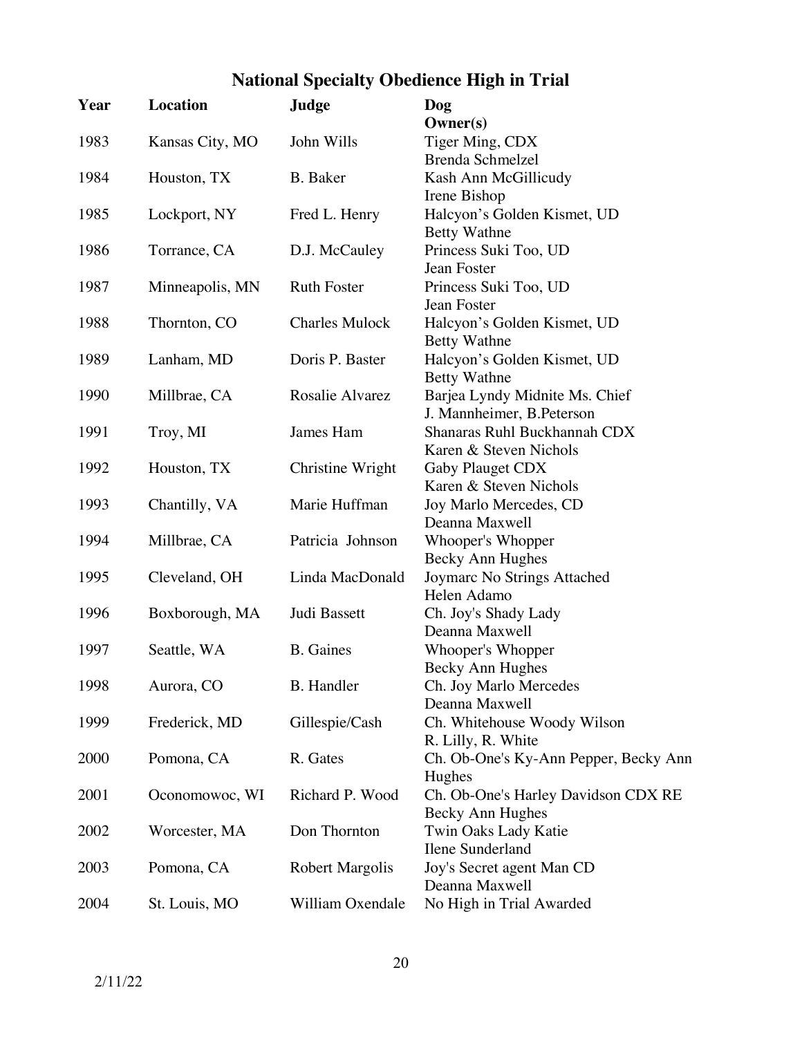# National Specialty Obedience High in Trial

| Year | Location | Judge | Dog<br>Owner(s) |
|---|---|---|---|
| 1983 | Kansas City, MO | John Wills | Tiger Ming, CDX<br>Brenda Schmelzel |
| 1984 | Houston, TX | B. Baker | Kash Ann McGillicudy<br>Irene Bishop |
| 1985 | Lockport, NY | Fred L. Henry | Halcyon's Golden Kismet, UD<br>Betty Wathne |
| 1986 | Torrance, CA | D.J. McCauley | Princess Suki Too, UD<br>Jean Foster |
| 1987 | Minneapolis, MN | Ruth Foster | Princess Suki Too, UD<br>Jean Foster |
| 1988 | Thornton, CO | Charles Mulock | Halcyon's Golden Kismet, UD<br>Betty Wathne |
| 1989 | Lanham, MD | Doris P. Baster | Halcyon's Golden Kismet, UD<br>Betty Wathne |
| 1990 | Millbrae, CA | Rosalie Alvarez | Barjea Lyndy Midnite Ms. Chief<br>J. Mannheimer, B.Peterson |
| 1991 | Troy, MI | James Ham | Shanaras Ruhl Buckhannah CDX<br>Karen & Steven Nichols |
| 1992 | Houston, TX | Christine Wright | Gaby Plauget CDX<br>Karen & Steven Nichols |
| 1993 | Chantilly, VA | Marie Huffman | Joy Marlo Mercedes, CD<br>Deanna Maxwell |
| 1994 | Millbrae, CA | Patricia Johnson | Whooper's Whopper<br>Becky Ann Hughes |
| 1995 | Cleveland, OH | Linda MacDonald | Joymarc No Strings Attached<br>Helen Adamo |
| 1996 | Boxborough, MA | Judi Bassett | Ch. Joy's Shady Lady<br>Deanna Maxwell |
| 1997 | Seattle, WA | B. Gaines | Whooper's Whopper<br>Becky Ann Hughes |
| 1998 | Aurora, CO | B. Handler | Ch. Joy Marlo Mercedes<br>Deanna Maxwell |
| 1999 | Frederick, MD | Gillespie/Cash | Ch. Whitehouse Woody Wilson<br>R. Lilly, R. White |
| 2000 | Pomona, CA | R. Gates | Ch. Ob-One's Ky-Ann Pepper, Becky Ann Hughes |
| 2001 | Oconomowoc, WI | Richard P. Wood | Ch. Ob-One's Harley Davidson CDX RE<br>Becky Ann Hughes |
| 2002 | Worcester, MA | Don Thornton | Twin Oaks Lady Katie<br>Ilene Sunderland |
| 2003 | Pomona, CA | Robert Margolis | Joy's Secret agent Man CD<br>Deanna Maxwell |
| 2004 | St. Louis, MO | William Oxendale | No High in Trial Awarded |

2/11/22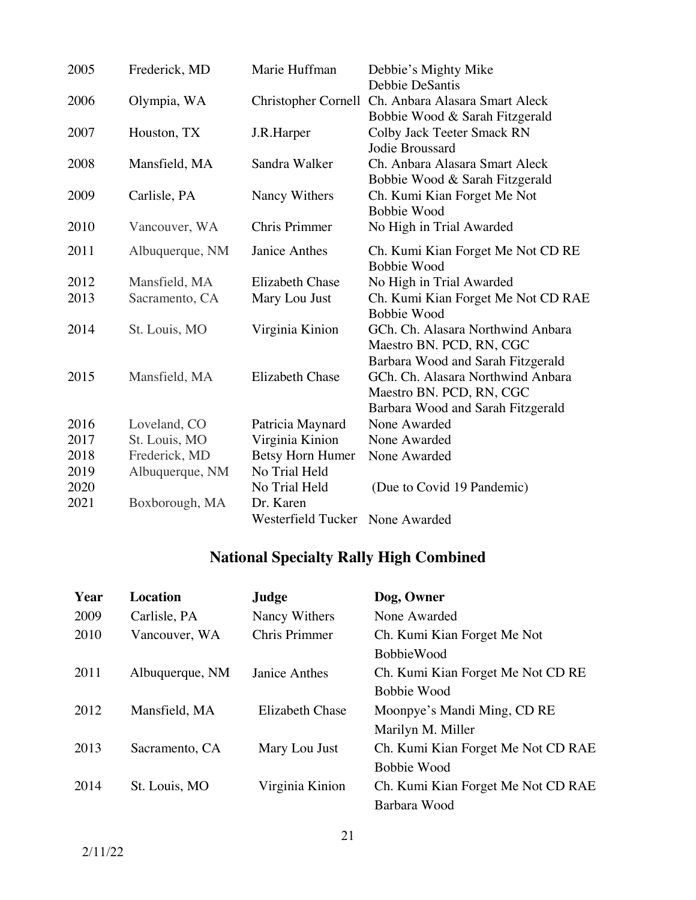| | | | |
|---|---|---|---|
| 2005 | Frederick, MD | Marie Huffman | Debbie's Mighty Mike<br>Debbie DeSantis |
| 2006 | Olympia, WA | Christopher Cornell | Ch. Anbara Alasara Smart Aleck<br>Bobbie Wood & Sarah Fitzgerald |
| 2007 | Houston, TX | J.R.Harper | Colby Jack Teeter Smack RN<br>Jodie Broussard |
| 2008 | Mansfield, MA | Sandra Walker | Ch. Anbara Alasara Smart Aleck<br>Bobbie Wood & Sarah Fitzgerald |
| 2009 | Carlisle, PA | Nancy Withers | Ch. Kumi Kian Forget Me Not<br>Bobbie Wood |
| 2010 | Vancouver, WA | Chris Primmer | No High in Trial Awarded |
| 2011 | Albuquerque, NM | Janice Anthes | Ch. Kumi Kian Forget Me Not CD RE<br>Bobbie Wood |
| 2012 | Mansfield, MA | Elizabeth Chase | No High in Trial Awarded |
| 2013 | Sacramento, CA | Mary Lou Just | Ch. Kumi Kian Forget Me Not CD RAE<br>Bobbie Wood |
| 2014 | St. Louis, MO | Virginia Kinion | GCh. Ch. Alasara Northwind Anbara Maestro BN. PCD, RN, CGC<br>Barbara Wood and Sarah Fitzgerald |
| 2015 | Mansfield, MA | Elizabeth Chase | GCh. Ch. Alasara Northwind Anbara Maestro BN. PCD, RN, CGC<br>Barbara Wood and Sarah Fitzgerald |
| 2016 | Loveland, CO | Patricia Maynard | None Awarded |
| 2017 | St. Louis, MO | Virginia Kinion | None Awarded |
| 2018 | Frederick, MD | Betsy Horn Humer | None Awarded |
| 2019 | Albuquerque, NM | No Trial Held | |
| 2020 | | No Trial Held | (Due to Covid 19 Pandemic) |
| 2021 | Boxborough, MA | Dr. Karen Westerfield Tucker | None Awarded |

## National Specialty Rally High Combined

| Year | Location | Judge | Dog, Owner |
|---|---|---|---|
| 2009 | Carlisle, PA | Nancy Withers | None Awarded |
| 2010 | Vancouver, WA | Chris Primmer | Ch. Kumi Kian Forget Me Not<br>BobbieWood |
| 2011 | Albuquerque, NM | Janice Anthes | Ch. Kumi Kian Forget Me Not CD RE<br>Bobbie Wood |
| 2012 | Mansfield, MA | Elizabeth Chase | Moonpye's Mandi Ming, CD RE<br>Marilyn M. Miller |
| 2013 | Sacramento, CA | Mary Lou Just | Ch. Kumi Kian Forget Me Not CD RAE<br>Bobbie Wood |
| 2014 | St. Louis, MO | Virginia Kinion | Ch. Kumi Kian Forget Me Not CD RAE<br>Barbara Wood |

2/11/22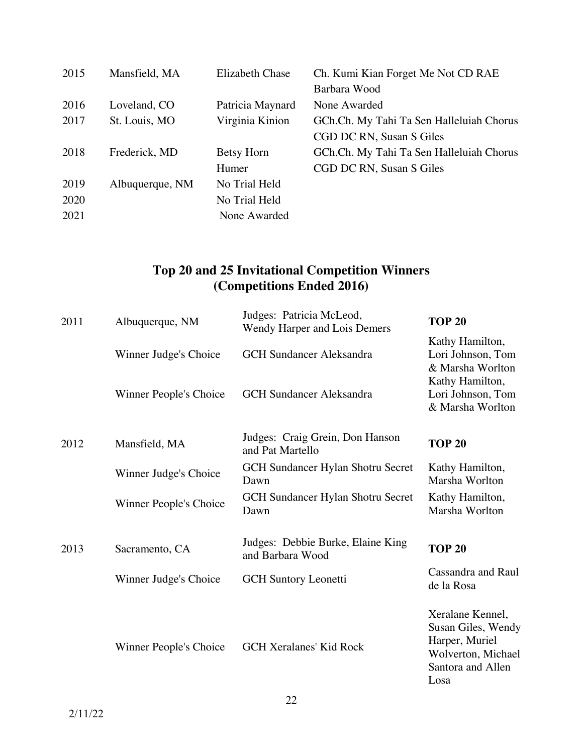| | | | |
|---|---|---|---|
| 2015 | Mansfield, MA | Elizabeth Chase | Ch. Kumi Kian Forget Me Not CD RAE Barbara Wood |
| 2016 | Loveland, CO | Patricia Maynard | None Awarded |
| 2017 | St. Louis, MO | Virginia Kinion | GCh.Ch. My Tahi Ta Sen Halleluiah Chorus CGD DC RN, Susan S Giles |
| 2018 | Frederick, MD | Betsy Horn Humer | GCh.Ch. My Tahi Ta Sen Halleluiah Chorus CGD DC RN, Susan S Giles |
| 2019 | Albuquerque, NM | No Trial Held | |
| 2020 | | No Trial Held | |
| 2021 | | None Awarded | |

## Top 20 and 25 Invitational Competition Winners (Competitions Ended 2016)

| | | | |
|---|---|---|---|
| 2011 | Albuquerque, NM | Judges: Patricia McLeod, Wendy Harper and Lois Demers | **TOP 20** |
| | Winner Judge's Choice | GCH Sundancer Aleksandra | Kathy Hamilton, Lori Johnson, Tom & Marsha Worlton |
| | Winner People's Choice | GCH Sundancer Aleksandra | Kathy Hamilton, Lori Johnson, Tom & Marsha Worlton |
| 2012 | Mansfield, MA | Judges: Craig Grein, Don Hanson and Pat Martello | **TOP 20** |
| | Winner Judge's Choice | GCH Sundancer Hylan Shotru Secret Dawn | Kathy Hamilton, Marsha Worlton |
| | Winner People's Choice | GCH Sundancer Hylan Shotru Secret Dawn | Kathy Hamilton, Marsha Worlton |
| 2013 | Sacramento, CA | Judges: Debbie Burke, Elaine King and Barbara Wood | **TOP 20** |
| | Winner Judge's Choice | GCH Suntory Leonetti | Cassandra and Raul de la Rosa |
| | Winner People's Choice | GCH Xeralanes' Kid Rock | Xeralane Kennel, Susan Giles, Wendy Harper, Muriel Wolverton, Michael Santora and Allen Losa |

2/11/22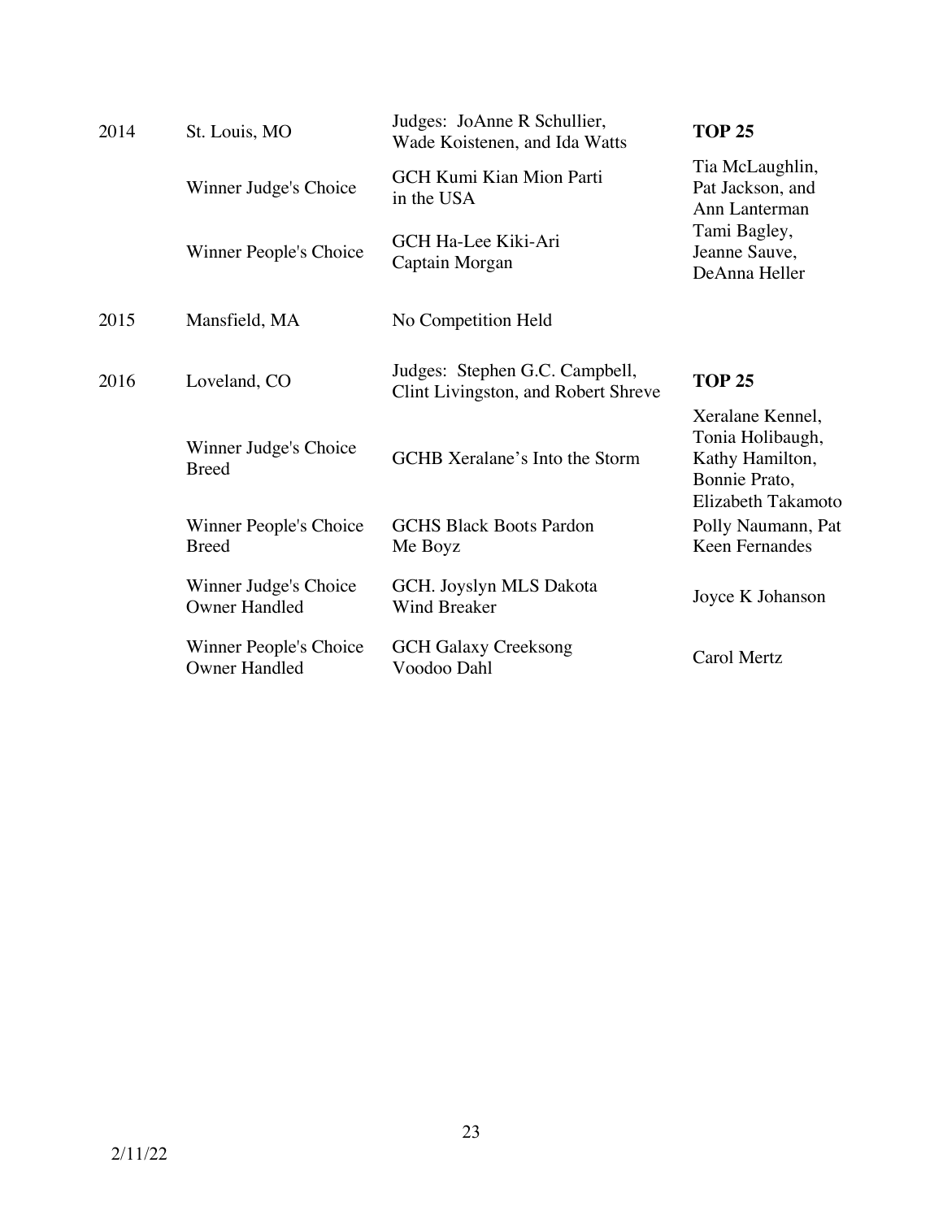| | | | |
|---|---|---|---|
| 2014 | St. Louis, MO | Judges: JoAnne R Schullier, Wade Koistenen, and Ida Watts | **TOP 25** |
| | Winner Judge's Choice | GCH Kumi Kian Mion Parti in the USA | Tia McLaughlin, Pat Jackson, and Ann Lanterman |
| | Winner People's Choice | GCH Ha-Lee Kiki-Ari Captain Morgan | Tami Bagley, Jeanne Sauve, DeAnna Heller |
| 2015 | Mansfield, MA | No Competition Held | |
| 2016 | Loveland, CO | Judges: Stephen G.C. Campbell, Clint Livingston, and Robert Shreve | **TOP 25** |
| | Winner Judge's Choice Breed | GCHB Xeralane's Into the Storm | Xeralane Kennel, Tonia Holibaugh, Kathy Hamilton, Bonnie Prato, Elizabeth Takamoto |
| | Winner People's Choice Breed | GCHS Black Boots Pardon Me Boyz | Polly Naumann, Pat Keen Fernandes |
| | Winner Judge's Choice Owner Handled | GCH. Joyslyn MLS Dakota Wind Breaker | Joyce K Johanson |
| | Winner People's Choice Owner Handled | GCH Galaxy Creeksong Voodoo Dahl | Carol Mertz |

2/11/22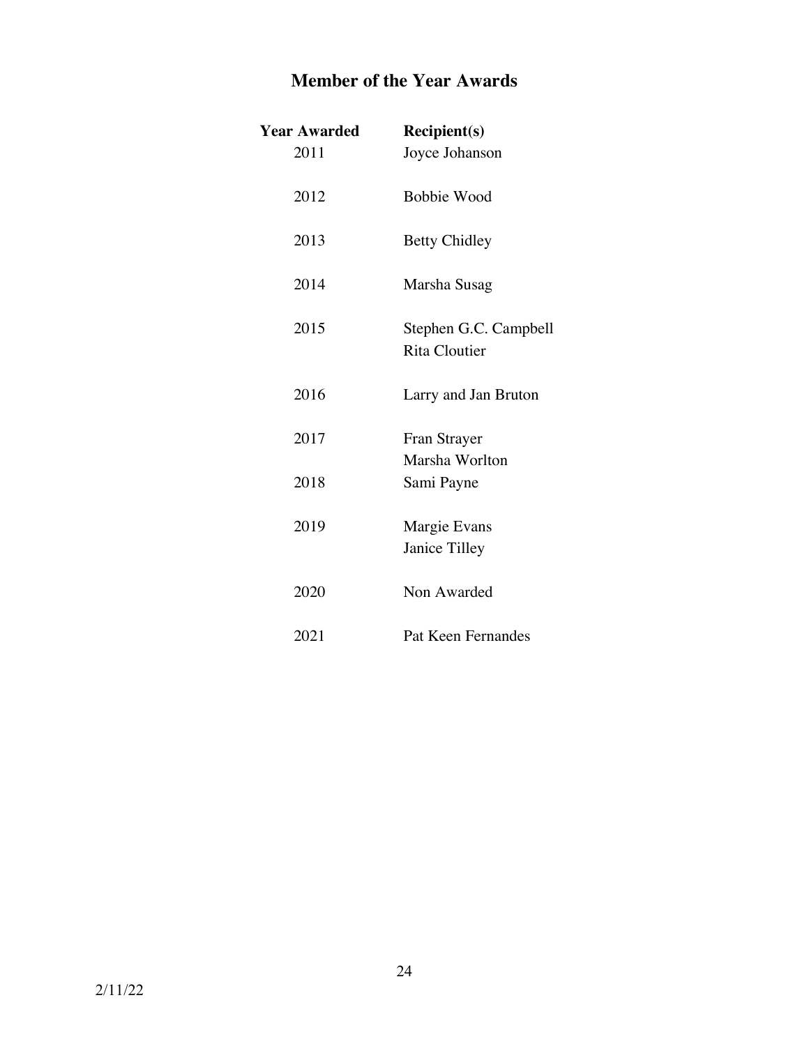# Member of the Year Awards

| Year Awarded | Recipient(s) |
| --- | --- |
| 2011 | Joyce Johanson |
| 2012 | Bobbie Wood |
| 2013 | Betty Chidley |
| 2014 | Marsha Susag |
| 2015 | Stephen G.C. Campbell<br>Rita Cloutier |
| 2016 | Larry and Jan Bruton |
| 2017 | Fran Strayer<br>Marsha Worlton |
| 2018 | Sami Payne |
| 2019 | Margie Evans<br>Janice Tilley |
| 2020 | Non Awarded |
| 2021 | Pat Keen Fernandes |

2/11/22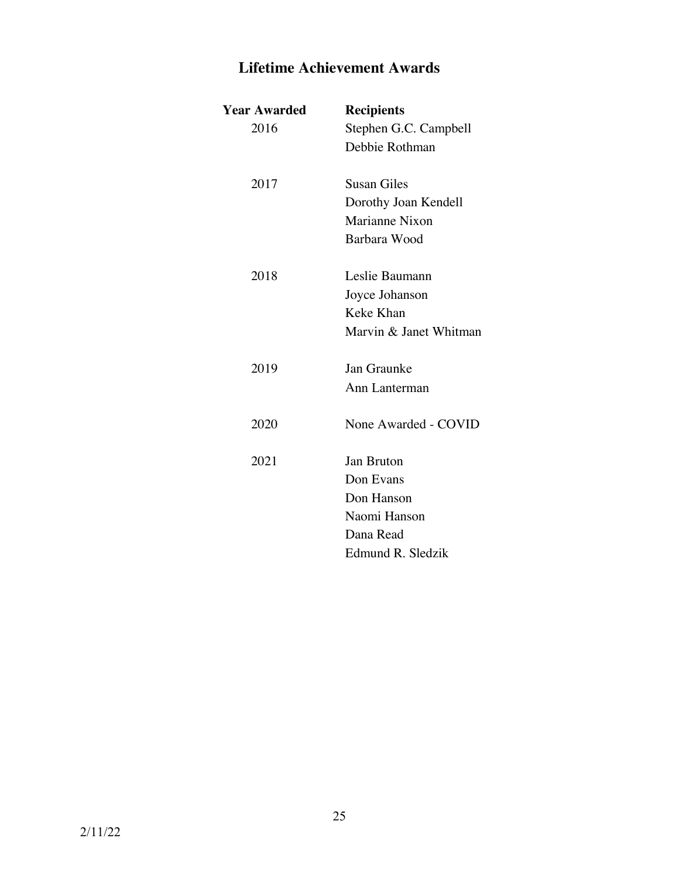## Lifetime Achievement Awards

| Year Awarded | Recipients |
| --- | --- |
| 2016 | Stephen G.C. Campbell |
| | Debbie Rothman |
| 2017 | Susan Giles |
| | Dorothy Joan Kendell |
| | Marianne Nixon |
| | Barbara Wood |
| 2018 | Leslie Baumann |
| | Joyce Johanson |
| | Keke Khan |
| | Marvin & Janet Whitman |
| 2019 | Jan Graunke |
| | Ann Lanterman |
| 2020 | None Awarded - COVID |
| 2021 | Jan Bruton |
| | Don Evans |
| | Don Hanson |
| | Naomi Hanson |
| | Dana Read |
| | Edmund R. Sledzik |

2/11/22